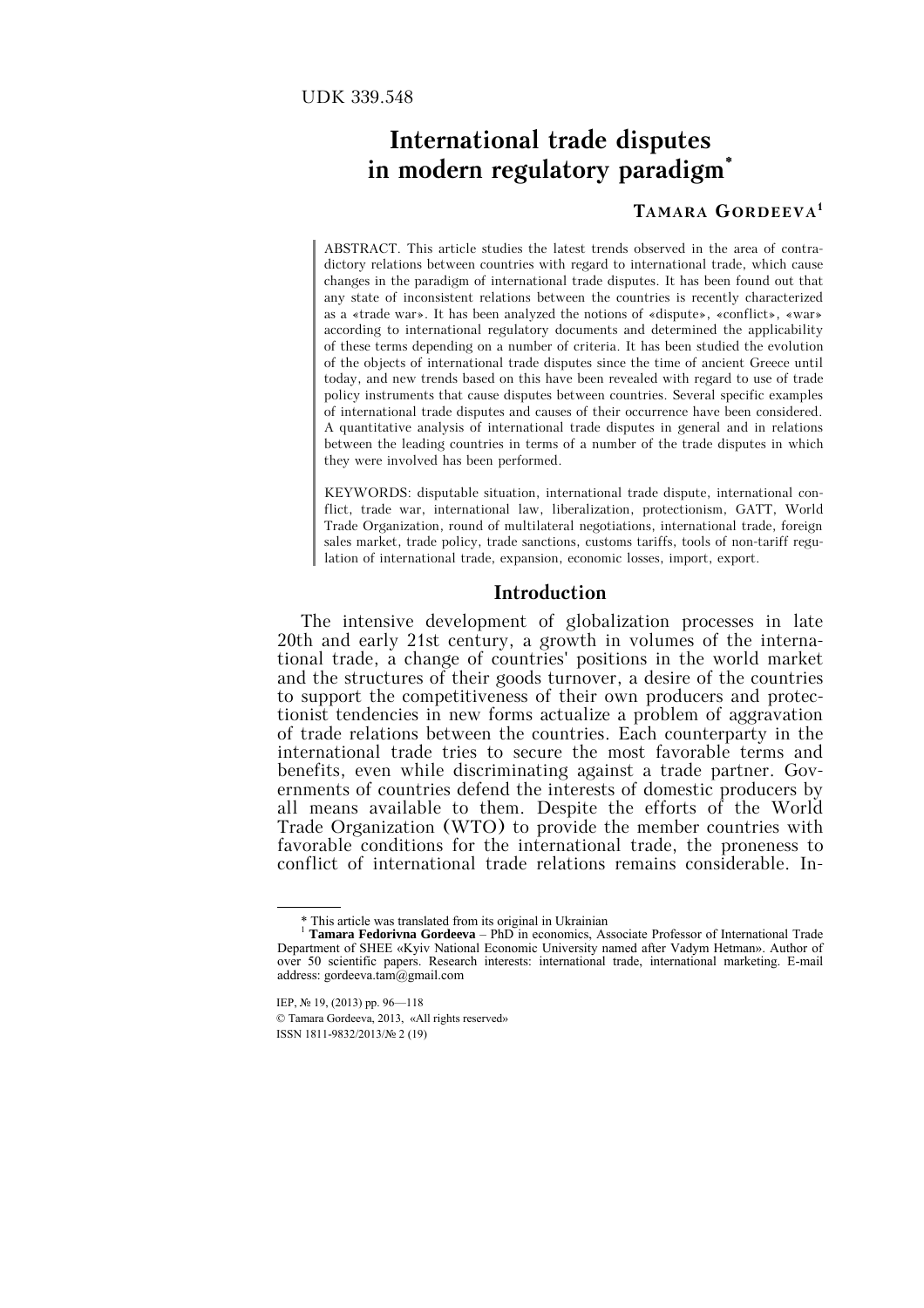UDK 339.548

# International trade disputes in modern regulatory paradigm[*]

**TAMARA GORDEEVA[1]**

ABSTRACT. This article studies the latest trends observed in the area of contradictory relations between countries with regard to international trade, which cause changes in the paradigm of international trade disputes. It has been found out that any state of inconsistent relations between the countries is recently characterized as a «trade war». It has been analyzed the notions of «dispute», «conflict», «war» according to international regulatory documents and determined the applicability of these terms depending on a number of criteria. It has been studied the evolution of the objects of international trade disputes since the time of ancient Greece until today, and new trends based on this have been revealed with regard to use of trade policy instruments that cause disputes between countries. Several specific examples of international trade disputes and causes of their occurrence have been considered. A quantitative analysis of international trade disputes in general and in relations between the leading countries in terms of a number of the trade disputes in which they were involved has been performed.

KEYWORDS: disputable situation, international trade dispute, international conflict, trade war, international law, liberalization, protectionism, GATT, World Trade Organization, round of multilateral negotiations, international trade, foreign sales market, trade policy, trade sanctions, customs tariffs, tools of non-tariff regulation of international trade, expansion, economic losses, import, export.

## Introduction

The intensive development of globalization processes in late 20th and early 21st century, a growth in volumes of the international trade, a change of countries' positions in the world market and the structures of their goods turnover, a desire of the countries to support the competitiveness of their own producers and protectionist tendencies in new forms actualize a problem of aggravation of trade relations between the countries. Each counterparty in the international trade tries to secure the most favorable terms and benefits, even while discriminating against a trade partner. Governments of countries defend the interests of domestic producers by all means available to them. Despite the efforts of the World Trade Organization (WTO) to provide the member countries with favorable conditions for the international trade, the proneness to conflict of international trade relations remains considerable. In-

---

[*] This article was translated from its original in Ukrainian

[1] **Tamara Fedorivna Gordeeva** – PhD in economics, Associate Professor of International Trade Department of SHEE «Kyiv National Economic University named after Vadym Hetman». Author of over 50 scientific papers. Research interests: international trade, international marketing. E-mail address: gordeeva.tam@gmail.com

IEP, № 19, (2013) pp. 96—118

© Tamara Gordeeva, 2013, «All rights reserved»

ISSN 1811-9832/2013/№ 2 (19)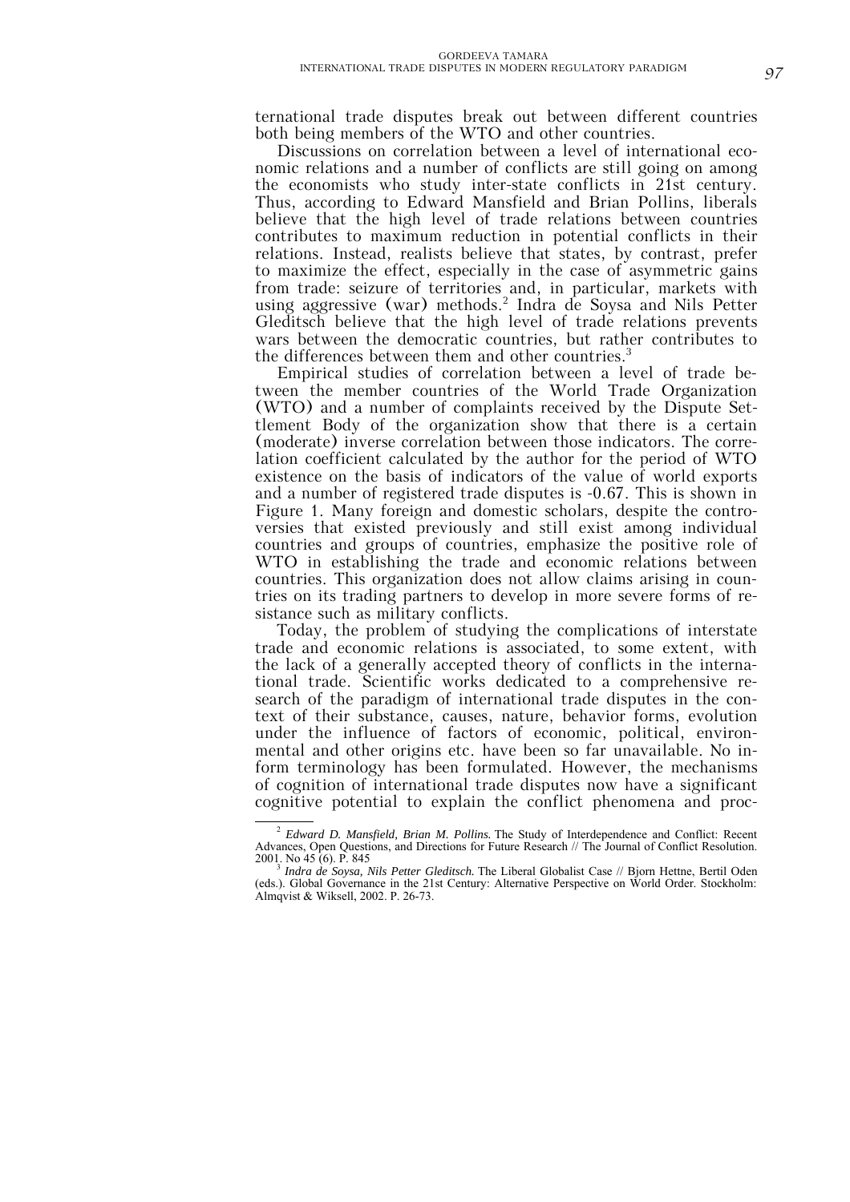ternational trade disputes break out between different countries both being members of the WTO and other countries.

Discussions on correlation between a level of international economic relations and a number of conflicts are still going on among the economists who study inter-state conflicts in 21st century. Thus, according to Edward Mansfield and Brian Pollins, liberals believe that the high level of trade relations between countries contributes to maximum reduction in potential conflicts in their relations. Instead, realists believe that states, by contrast, prefer to maximize the effect, especially in the case of asymmetric gains from trade: seizure of territories and, in particular, markets with using aggressive (war) methods.[2] Indra de Soysa and Nils Petter Gleditsch believe that the high level of trade relations prevents wars between the democratic countries, but rather contributes to the differences between them and other countries.[3]

Empirical studies of correlation between a level of trade between the member countries of the World Trade Organization (WTO) and a number of complaints received by the Dispute Settlement Body of the organization show that there is a certain (moderate) inverse correlation between those indicators. The correlation coefficient calculated by the author for the period of WTO existence on the basis of indicators of the value of world exports and a number of registered trade disputes is -0.67. This is shown in Figure 1. Many foreign and domestic scholars, despite the controversies that existed previously and still exist among individual countries and groups of countries, emphasize the positive role of WTO in establishing the trade and economic relations between countries. This organization does not allow claims arising in countries on its trading partners to develop in more severe forms of resistance such as military conflicts.

Today, the problem of studying the complications of interstate trade and economic relations is associated, to some extent, with the lack of a generally accepted theory of conflicts in the international trade. Scientific works dedicated to a comprehensive research of the paradigm of international trade disputes in the context of their substance, causes, nature, behavior forms, evolution under the influence of factors of economic, political, environmental and other origins etc. have been so far unavailable. No inform terminology has been formulated. However, the mechanisms of cognition of international trade disputes now have a significant cognitive potential to explain the conflict phenomena and proc-

---

[2] *Edward D. Mansfield, Brian M. Pollins.* The Study of Interdependence and Conflict: Recent Advances, Open Questions, and Directions for Future Research // The Journal of Conflict Resolution. 2001. No 45 (6). P. 845

[3] *Indra de Soysa, Nils Petter Gleditsch.* The Liberal Globalist Case // Bjorn Hettne, Bertil Oden (eds.). Global Governance in the 21st Century: Alternative Perspective on World Order. Stockholm: Almqvist & Wiksell, 2002. P. 26-73.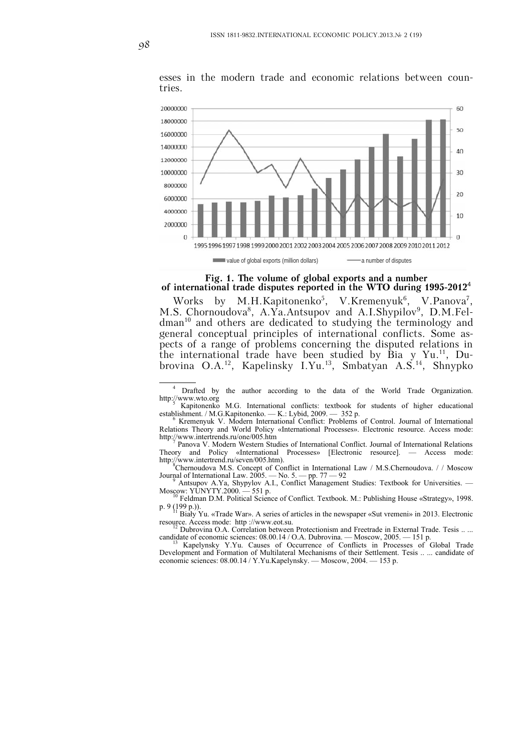esses in the modern trade and economic relations between countries.

**Fig. 1. The volume of global exports and a number of international trade disputes reported in the WTO during 1995-2012**[4]

Works by M.H.Kapitonenko[5], V.Kremenyuk[6], V.Panova[7], M.S. Chornoudova[8], A.Ya.Antsupov and A.I.Shypilov[9], D.M.Feldman[10] and others are dedicated to studying the terminology and general conceptual principles of international conflicts. Some aspects of a range of problems concerning the disputed relations in the international trade have been studied by Bia y Yu.[11], Dubrovina O.A.[12], Kapelinsky I.Yu.[13], Smbatyan A.S.[14], Shnypko

---

[4] Drafted by the author according to the data of the World Trade Organization. http://www.wto.org

[5] Kapitonenko M.G. International conflicts: textbook for students of higher educational establishment. / M.G.Kapitonenko. — K.: Lybid, 2009. — 352 p.

[6] Kremenyuk V. Modern International Conflict: Problems of Control. Journal of International Relations Theory and World Policy «International Processes». Electronic resource. Access mode: http://www.intertrends.ru/one/005.htm

[7] Panova V. Modern Western Studies of International Conflict. Journal of International Relations Theory and Policy «International Processes» [Electronic resource]. — Access mode: http://www.intertrend.ru/seven/005.htm).

[8] Chernoudova M.S. Concept of Conflict in International Law / M.S.Chernoudova. / / Moscow Journal of International Law. 2005. — No. 5. — pp. 77 — 92

[9] Antsupov A.Ya, Shypylov A.I., Conflict Management Studies: Textbook for Universities. — Moscow: YUNYTY.2000. — 551 p.

[10] Feldman D.M. Political Science of Conflict. Textbook. M.: Publishing House «Strategy», 1998. p. 9 (199 p.)).

[11] Biały Yu. «Trade War». A series of articles in the newspaper «Sut vremeni» in 2013. Electronic resource. Access mode: http ://www.eot.su.

[12] Dubrovina O.A. Correlation between Protectionism and Freetrade in External Trade. Tesis .. ... candidate of economic sciences: 08.00.14 / O.A. Dubrovina. — Moscow, 2005. — 151 p.

[13] Kapelynsky Y.Yu. Causes of Occurrence of Conflicts in Processes of Global Trade Development and Formation of Multilateral Mechanisms of their Settlement. Tesis .. ... candidate of economic sciences: 08.00.14 / Y.Yu.Kapelynsky. — Moscow, 2004. — 153 p.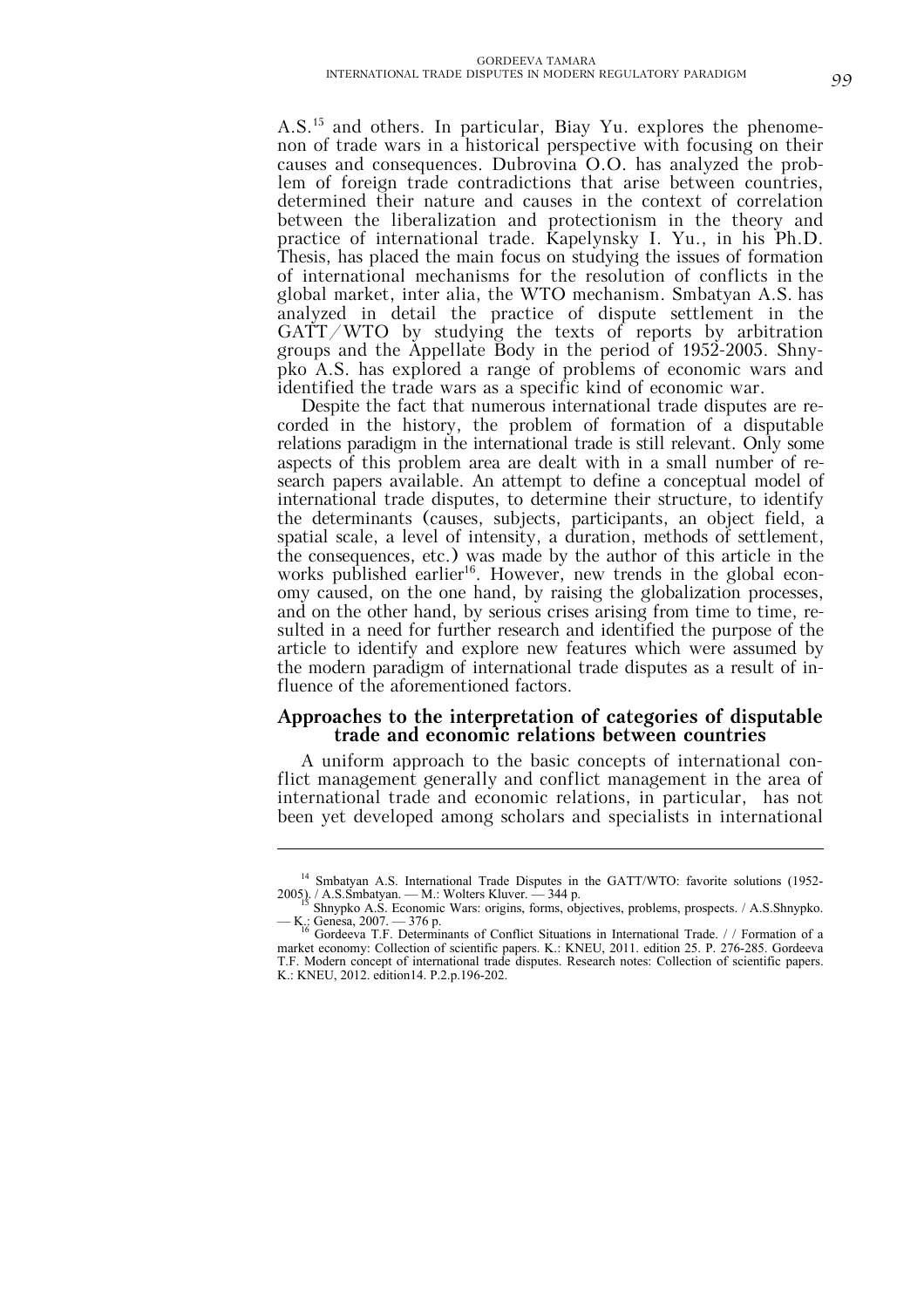A.S.[15] and others. In particular, Biay Yu. explores the phenomenon of trade wars in a historical perspective with focusing on their causes and consequences. Dubrovina O.O. has analyzed the problem of foreign trade contradictions that arise between countries, determined their nature and causes in the context of correlation between the liberalization and protectionism in the theory and practice of international trade. Kapelynsky I. Yu., in his Ph.D. Thesis, has placed the main focus on studying the issues of formation of international mechanisms for the resolution of conflicts in the global market, inter alia, the WTO mechanism. Smbatyan A.S. has analyzed in detail the practice of dispute settlement in the GATT/WTO by studying the texts of reports by arbitration groups and the Appellate Body in the period of 1952-2005. Shnypko A.S. has explored a range of problems of economic wars and identified the trade wars as a specific kind of economic war.

Despite the fact that numerous international trade disputes are recorded in the history, the problem of formation of a disputable relations paradigm in the international trade is still relevant. Only some aspects of this problem area are dealt with in a small number of research papers available. An attempt to define a conceptual model of international trade disputes, to determine their structure, to identify the determinants (causes, subjects, participants, an object field, a spatial scale, a level of intensity, a duration, methods of settlement, the consequences, etc.) was made by the author of this article in the works published earlier[16]. However, new trends in the global economy caused, on the one hand, by raising the globalization processes, and on the other hand, by serious crises arising from time to time, resulted in a need for further research and identified the purpose of the article to identify and explore new features which were assumed by the modern paradigm of international trade disputes as a result of influence of the aforementioned factors.

## Approaches to the interpretation of categories of disputable trade and economic relations between countries

A uniform approach to the basic concepts of international conflict management generally and conflict management in the area of international trade and economic relations, in particular, has not been yet developed among scholars and specialists in international

---

[14] Smbatyan A.S. International Trade Disputes in the GATT/WTO: favorite solutions (1952-2005). / A.S.Smbatyan. — M.: Wolters Kluver. — 344 p.

[15] Shnypko A.S. Economic Wars: origins, forms, objectives, problems, prospects. / A.S.Shnypko. — K.: Genesa, 2007. — 376 p.

[16] Gordeeva T.F. Determinants of Conflict Situations in International Trade. / / Formation of a market economy: Collection of scientific papers. K.: KNEU, 2011. edition 25. P. 276-285. Gordeeva T.F. Modern concept of international trade disputes. Research notes: Collection of scientific papers. K.: KNEU, 2012. edition14. P.2.p.196-202.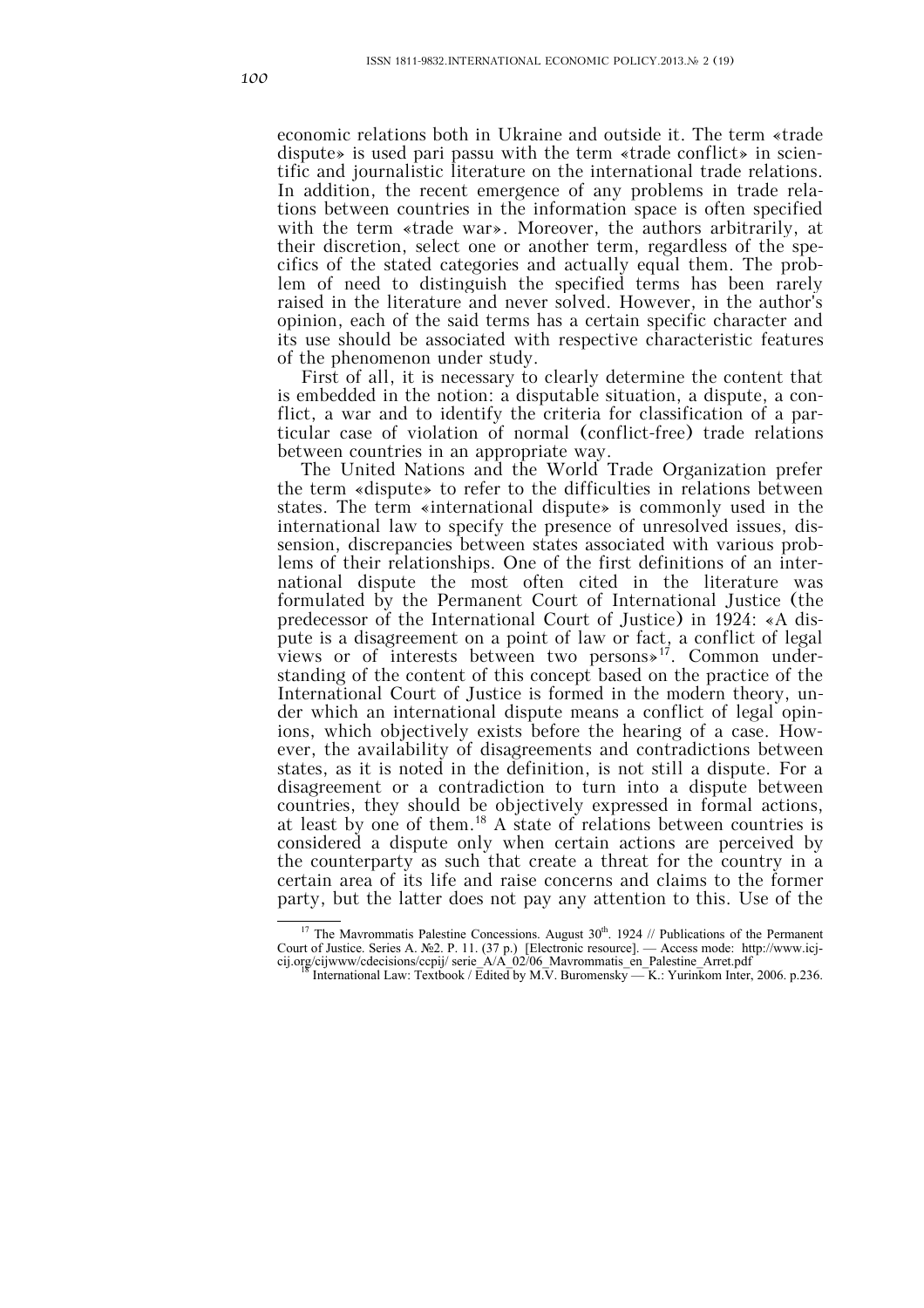economic relations both in Ukraine and outside it. The term «trade dispute» is used pari passu with the term «trade conflict» in scientific and journalistic literature on the international trade relations. In addition, the recent emergence of any problems in trade relations between countries in the information space is often specified with the term «trade war». Moreover, the authors arbitrarily, at their discretion, select one or another term, regardless of the specifics of the stated categories and actually equal them. The problem of need to distinguish the specified terms has been rarely raised in the literature and never solved. However, in the author's opinion, each of the said terms has a certain specific character and its use should be associated with respective characteristic features of the phenomenon under study.

First of all, it is necessary to clearly determine the content that is embedded in the notion: a disputable situation, a dispute, a conflict, a war and to identify the criteria for classification of a particular case of violation of normal (conflict-free) trade relations between countries in an appropriate way.

The United Nations and the World Trade Organization prefer the term «dispute» to refer to the difficulties in relations between states. The term «international dispute» is commonly used in the international law to specify the presence of unresolved issues, dissension, discrepancies between states associated with various problems of their relationships. One of the first definitions of an international dispute the most often cited in the literature was formulated by the Permanent Court of International Justice (the predecessor of the International Court of Justice) in 1924: «A dispute is a disagreement on a point of law or fact, a conflict of legal views or of interests between two persons»[17]. Common understanding of the content of this concept based on the practice of the International Court of Justice is formed in the modern theory, under which an international dispute means a conflict of legal opinions, which objectively exists before the hearing of a case. However, the availability of disagreements and contradictions between states, as it is noted in the definition, is not still a dispute. For a disagreement or a contradiction to turn into a dispute between countries, they should be objectively expressed in formal actions, at least by one of them.[18] A state of relations between countries is considered a dispute only when certain actions are perceived by the counterparty as such that create a threat for the country in a certain area of its life and raise concerns and claims to the former party, but the latter does not pay any attention to this. Use of the

[17] The Mavrommatis Palestine Concessions. August 30th. 1924 // Publications of the Permanent Court of Justice. Series A. №2. P. 11. (37 p.) [Electronic resource]. — Access mode: http://www.icj-cij.org/cijwww/cdecisions/ccpij/ serie_A/A_02/06_Mavrommatis_en_Palestine_Arret.pdf

[18] International Law: Textbook / Edited by M.V. Buromensky — K.: Yurinkom Inter, 2006. p.236.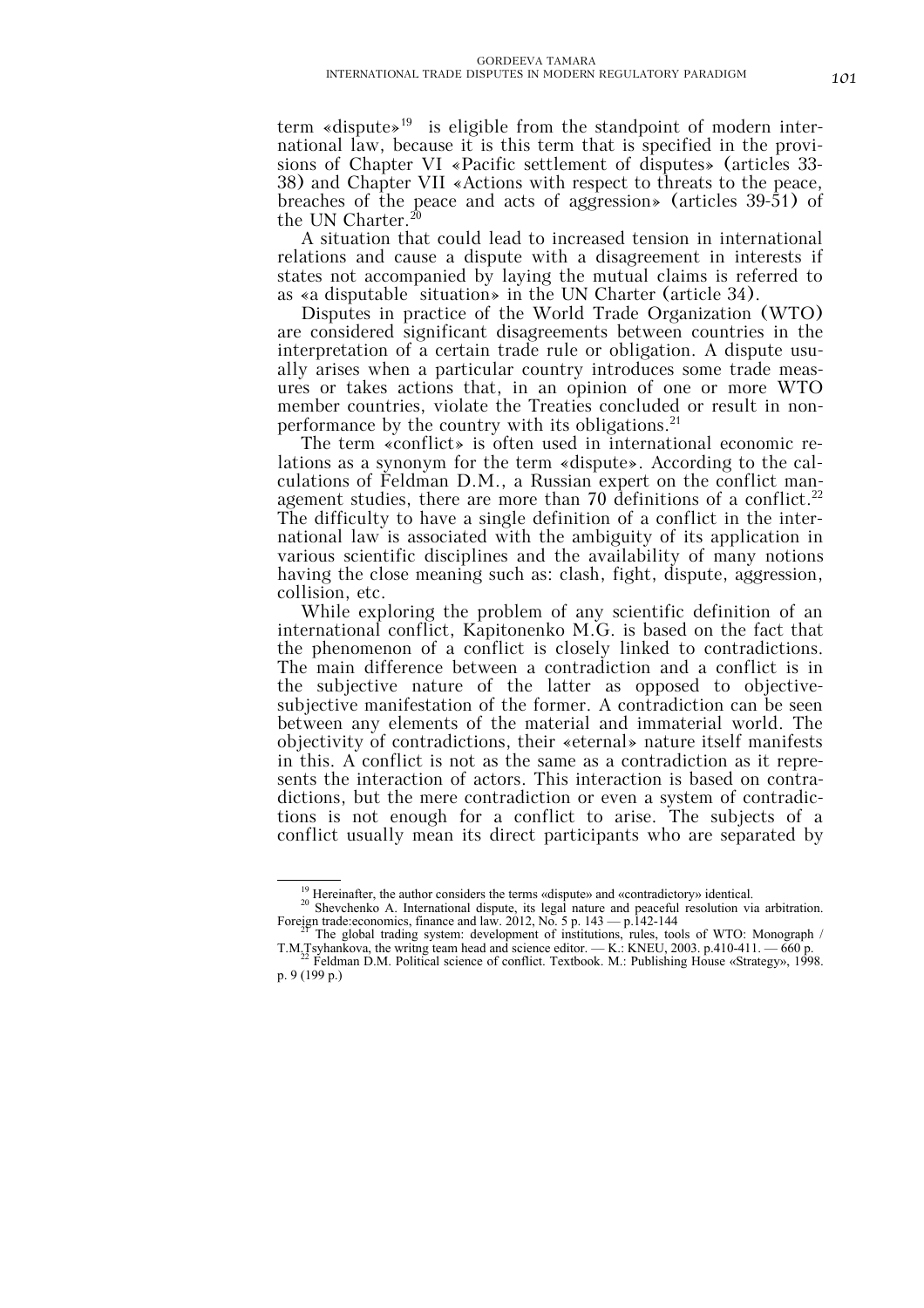term «dispute»[19] is eligible from the standpoint of modern international law, because it is this term that is specified in the provisions of Chapter VI «Pacific settlement of disputes» (articles 33-38) and Chapter VII «Actions with respect to threats to the peace, breaches of the peace and acts of aggression» (articles 39-51) of the UN Charter.[20]

A situation that could lead to increased tension in international relations and cause a dispute with a disagreement in interests if states not accompanied by laying the mutual claims is referred to as «a disputable situation» in the UN Charter (article 34).

Disputes in practice of the World Trade Organization (WTO) are considered significant disagreements between countries in the interpretation of a certain trade rule or obligation. A dispute usually arises when a particular country introduces some trade measures or takes actions that, in an opinion of one or more WTO member countries, violate the Treaties concluded or result in non-performance by the country with its obligations.[21]

The term «conflict» is often used in international economic relations as a synonym for the term «dispute». According to the calculations of Feldman D.M., a Russian expert on the conflict management studies, there are more than 70 definitions of a conflict.[22] The difficulty to have a single definition of a conflict in the international law is associated with the ambiguity of its application in various scientific disciplines and the availability of many notions having the close meaning such as: clash, fight, dispute, aggression, collision, etc.

While exploring the problem of any scientific definition of an international conflict, Kapitonenko M.G. is based on the fact that the phenomenon of a conflict is closely linked to contradictions. The main difference between a contradiction and a conflict is in the subjective nature of the latter as opposed to objective-subjective manifestation of the former. A contradiction can be seen between any elements of the material and immaterial world. The objectivity of contradictions, their «eternal» nature itself manifests in this. A conflict is not as the same as a contradiction as it represents the interaction of actors. This interaction is based on contradictions, but the mere contradiction or even a system of contradictions is not enough for a conflict to arise. The subjects of a conflict usually mean its direct participants who are separated by

---

[19] Hereinafter, the author considers the terms «dispute» and «contradictory» identical.

[20] Shevchenko A. International dispute, its legal nature and peaceful resolution via arbitration. Foreign trade:economics, finance and law. 2012, No. 5 p. 143 — p.142-144

[21] The global trading system: development of institutions, rules, tools of WTO: Monograph / T.M.Tsyhankova, the writng team head and science editor. — K.: KNEU, 2003. p.410-411. — 660 p.

[22] Feldman D.M. Political science of conflict. Textbook. M.: Publishing House «Strategy», 1998. p. 9 (199 p.)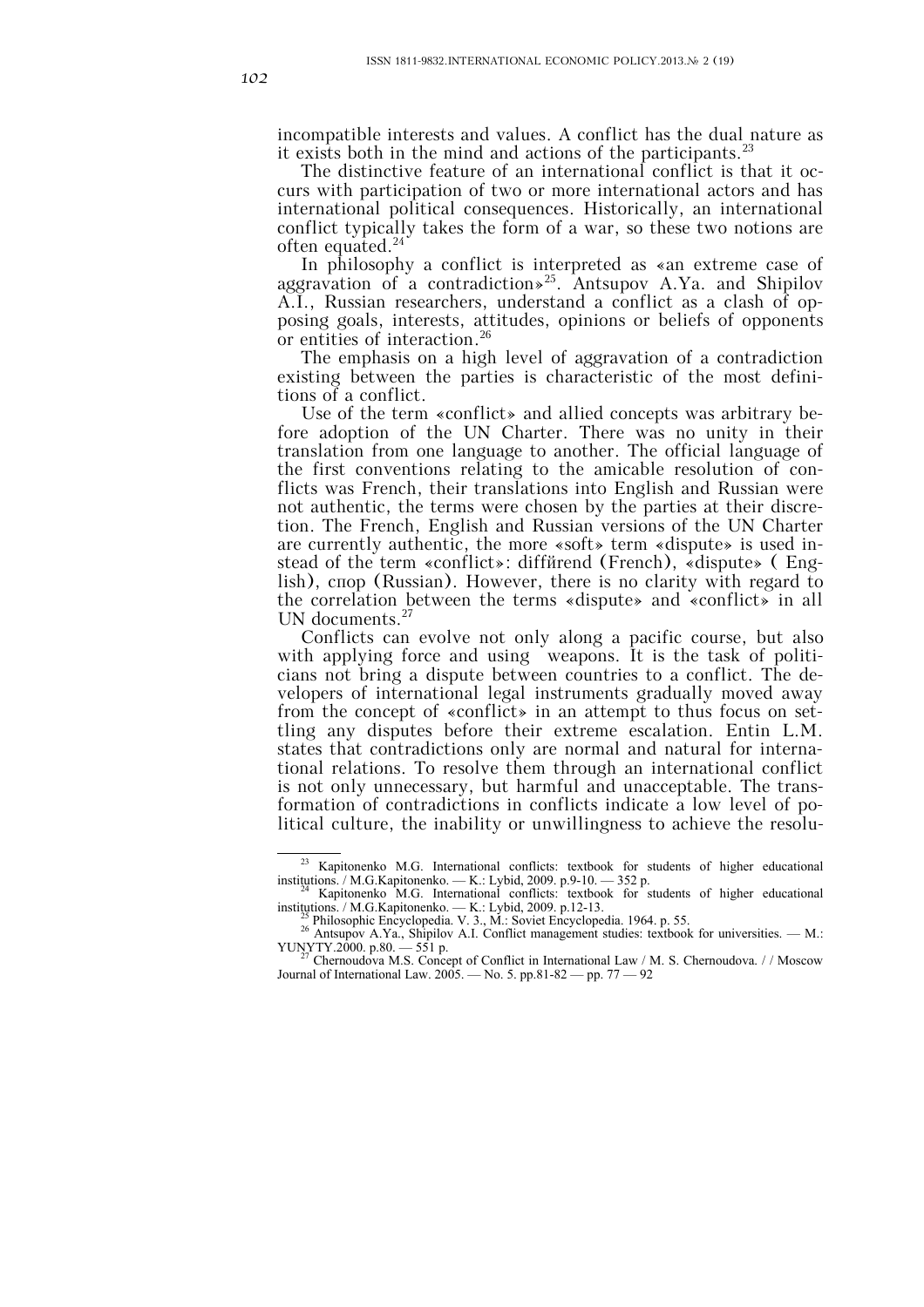incompatible interests and values. A conflict has the dual nature as it exists both in the mind and actions of the participants.[23]

The distinctive feature of an international conflict is that it occurs with participation of two or more international actors and has international political consequences. Historically, an international conflict typically takes the form of a war, so these two notions are often equated.[24]

In philosophy a conflict is interpreted as «an extreme case of aggravation of a contradiction»[25]. Antsupov A.Ya. and Shipilov A.I., Russian researchers, understand a conflict as a clash of opposing goals, interests, attitudes, opinions or beliefs of opponents or entities of interaction.[26]

The emphasis on a high level of aggravation of a contradiction existing between the parties is characteristic of the most definitions of a conflict.

Use of the term «conflict» and allied concepts was arbitrary before adoption of the UN Charter. There was no unity in their translation from one language to another. The official language of the first conventions relating to the amicable resolution of conflicts was French, their translations into English and Russian were not authentic, the terms were chosen by the parties at their discretion. The French, English and Russian versions of the UN Charter are currently authentic, the more «soft» term «dispute» is used instead of the term «conflict»: diffйrend (French), «dispute» ( English), спор (Russian). However, there is no clarity with regard to the correlation between the terms «dispute» and «conflict» in all UN documents.[27]

Conflicts can evolve not only along a pacific course, but also with applying force and using weapons. It is the task of politicians not bring a dispute between countries to a conflict. The developers of international legal instruments gradually moved away from the concept of «conflict» in an attempt to thus focus on settling any disputes before their extreme escalation. Entin L.M. states that contradictions only are normal and natural for international relations. To resolve them through an international conflict is not only unnecessary, but harmful and unacceptable. The transformation of contradictions in conflicts indicate a low level of political culture, the inability or unwillingness to achieve the resolu-

---

[23] Kapitonenko M.G. International conflicts: textbook for students of higher educational institutions. / M.G.Kapitonenko. — K.: Lybid, 2009. p.9-10. — 352 p.

[24] Kapitonenko M.G. International conflicts: textbook for students of higher educational institutions. / M.G.Kapitonenko. — K.: Lybid, 2009. p.12-13.

[25] Philosophic Encyclopedia. V. 3., M.: Soviet Encyclopedia. 1964. p. 55.

[26] Antsupov A.Ya., Shipilov A.I. Conflict management studies: textbook for universities. — M.: YUNYTY.2000. p.80. — 551 p.

[27] Chernoudova M.S. Concept of Conflict in International Law / M. S. Chernoudova. / / Moscow Journal of International Law. 2005. — No. 5. pp.81-82 — pp. 77 — 92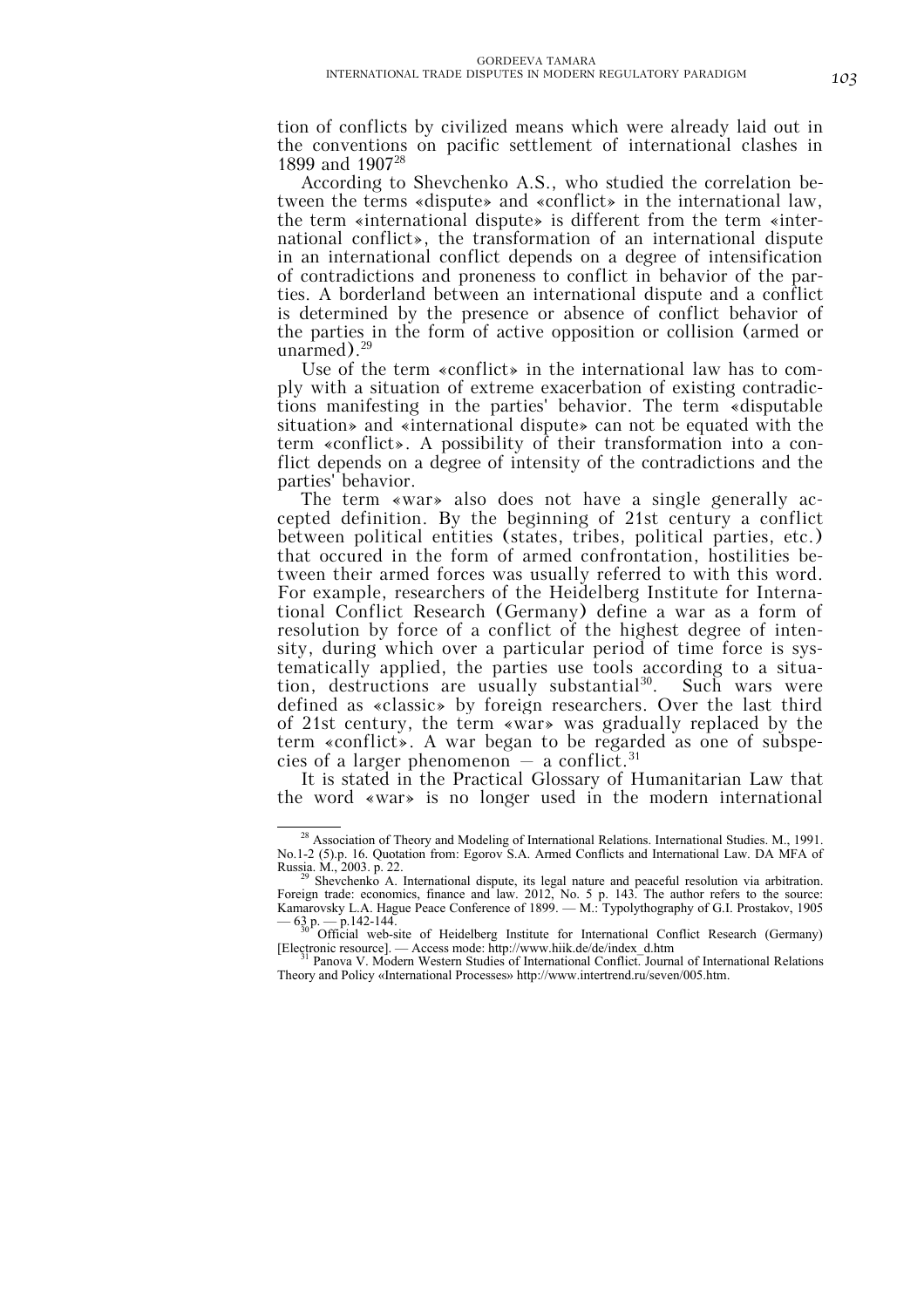tion of conflicts by civilized means which were already laid out in the conventions on pacific settlement of international clashes in 1899 and 1907[28]

According to Shevchenko A.S., who studied the correlation between the terms «dispute» and «conflict» in the international law, the term «international dispute» is different from the term «international conflict», the transformation of an international dispute in an international conflict depends on a degree of intensification of contradictions and proneness to conflict in behavior of the parties. A borderland between an international dispute and a conflict is determined by the presence or absence of conflict behavior of the parties in the form of active opposition or collision (armed or unarmed).[29]

Use of the term «conflict» in the international law has to comply with a situation of extreme exacerbation of existing contradictions manifesting in the parties' behavior. The term «disputable situation» and «international dispute» can not be equated with the term «conflict». A possibility of their transformation into a conflict depends on a degree of intensity of the contradictions and the parties' behavior.

The term «war» also does not have a single generally accepted definition. By the beginning of 21st century a conflict between political entities (states, tribes, political parties, etc.) that occured in the form of armed confrontation, hostilities between their armed forces was usually referred to with this word. For example, researchers of the Heidelberg Institute for International Conflict Research (Germany) define a war as a form of resolution by force of a conflict of the highest degree of intensity, during which over a particular period of time force is systematically applied, the parties use tools according to a situation, destructions are usually substantial[30]. Such wars were defined as «classic» by foreign researchers. Over the last third of 21st century, the term «war» was gradually replaced by the term «conflict». A war began to be regarded as one of subspecies of a larger phenomenon — a conflict.[31]

It is stated in the Practical Glossary of Humanitarian Law that the word «war» is no longer used in the modern international

---

[28] Association of Theory and Modeling of International Relations. International Studies. M., 1991. No.1-2 (5).p. 16. Quotation from: Egorov S.A. Armed Conflicts and International Law. DA MFA of Russia. M., 2003. p. 22.

[29] Shevchenko A. International dispute, its legal nature and peaceful resolution via arbitration. Foreign trade: economics, finance and law. 2012, No. 5 p. 143. The author refers to the source: Kamarovsky L.A. Hague Peace Conference of 1899. — M.: Typolythography of G.I. Prostakov, 1905 — 63 p. — p.142-144.

[30] Official web-site of Heidelberg Institute for International Conflict Research (Germany) [Electronic resource]. — Access mode: http://www.hiik.de/de/index_d.htm

[31] Panova V. Modern Western Studies of International Conflict. Journal of International Relations Theory and Policy «International Processes» http://www.intertrend.ru/seven/005.htm.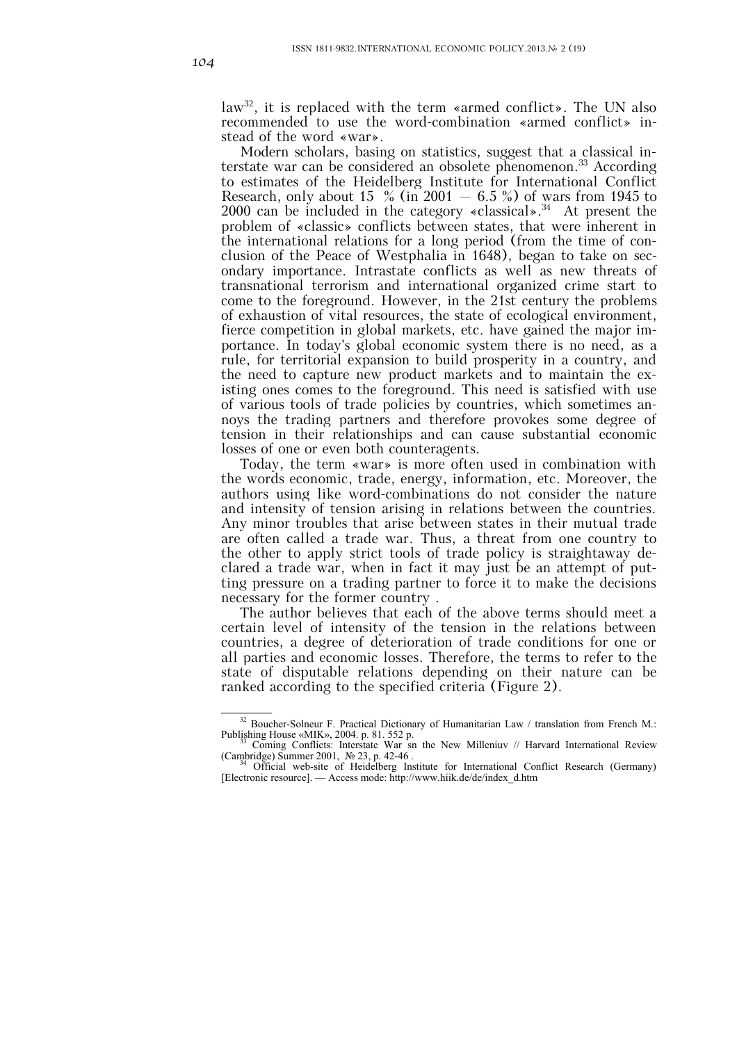law[32], it is replaced with the term «armed conflict». The UN also recommended to use the word-combination «armed conflict» instead of the word «war».

Modern scholars, basing on statistics, suggest that a classical interstate war can be considered an obsolete phenomenon.[33] According to estimates of the Heidelberg Institute for International Conflict Research, only about 15 % (in 2001 – 6.5 %) of wars from 1945 to 2000 can be included in the category «classical».[34] At present the problem of «classic» conflicts between states, that were inherent in the international relations for a long period (from the time of conclusion of the Peace of Westphalia in 1648), began to take on secondary importance. Intrastate conflicts as well as new threats of transnational terrorism and international organized crime start to come to the foreground. However, in the 21st century the problems of exhaustion of vital resources, the state of ecological environment, fierce competition in global markets, etc. have gained the major importance. In today's global economic system there is no need, as a rule, for territorial expansion to build prosperity in a country, and the need to capture new product markets and to maintain the existing ones comes to the foreground. This need is satisfied with use of various tools of trade policies by countries, which sometimes annoys the trading partners and therefore provokes some degree of tension in their relationships and can cause substantial economic losses of one or even both counteragents.

Today, the term «war» is more often used in combination with the words economic, trade, energy, information, etc. Moreover, the authors using like word-combinations do not consider the nature and intensity of tension arising in relations between the countries. Any minor troubles that arise between states in their mutual trade are often called a trade war. Thus, a threat from one country to the other to apply strict tools of trade policy is straightaway declared a trade war, when in fact it may just be an attempt of putting pressure on a trading partner to force it to make the decisions necessary for the former country .

The author believes that each of the above terms should meet a certain level of intensity of the tension in the relations between countries, a degree of deterioration of trade conditions for one or all parties and economic losses. Therefore, the terms to refer to the state of disputable relations depending on their nature can be ranked according to the specified criteria (Figure 2).

---

[32] Boucher-Solneur F. Practical Dictionary of Humanitarian Law / translation from French M.: Publishing House «MIK», 2004. p. 81. 552 p.

[33] Coming Conflicts: Interstate War sn the New Milleniuv // Harvard International Review (Cambridge) Summer 2001, № 23, p. 42-46 .

[34] Official web-site of Heidelberg Institute for International Conflict Research (Germany) [Electronic resource]. — Access mode: http://www.hiik.de/de/index_d.htm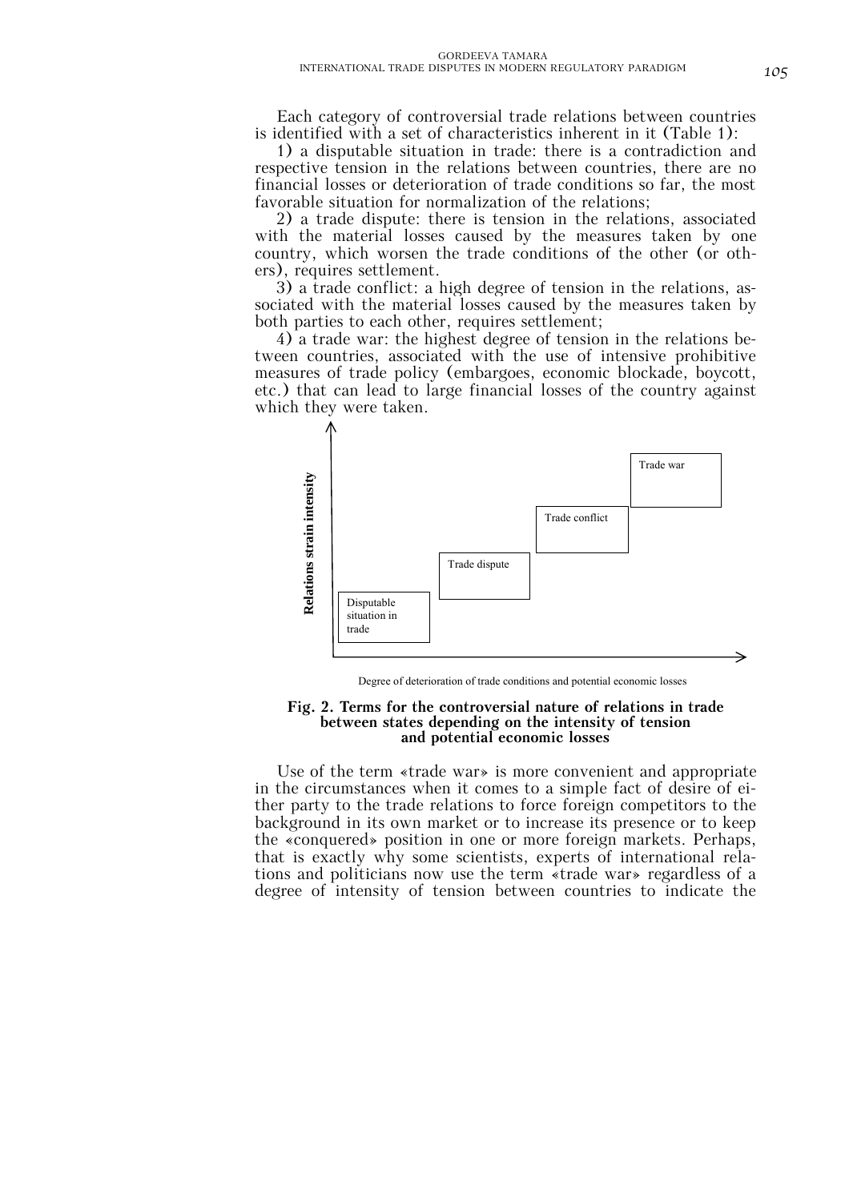Each category of controversial trade relations between countries is identified with a set of characteristics inherent in it (Table 1):

1) a disputable situation in trade: there is a contradiction and respective tension in the relations between countries, there are no financial losses or deterioration of trade conditions so far, the most favorable situation for normalization of the relations;

2) a trade dispute: there is tension in the relations, associated with the material losses caused by the measures taken by one country, which worsen the trade conditions of the other (or others), requires settlement.

3) a trade conflict: a high degree of tension in the relations, associated with the material losses caused by the measures taken by both parties to each other, requires settlement;

4) a trade war: the highest degree of tension in the relations between countries, associated with the use of intensive prohibitive measures of trade policy (embargoes, economic blockade, boycott, etc.) that can lead to large financial losses of the country against which they were taken.

Relations strain intensity

Disputable situation in trade

Trade dispute

Trade conflict

Trade war

Degree of deterioration of trade conditions and potential economic losses

**Fig. 2. Terms for the controversial nature of relations in trade between states depending on the intensity of tension and potential economic losses**

Use of the term «trade war» is more convenient and appropriate in the circumstances when it comes to a simple fact of desire of either party to the trade relations to force foreign competitors to the background in its own market or to increase its presence or to keep the «conquered» position in one or more foreign markets. Perhaps, that is exactly why some scientists, experts of international relations and politicians now use the term «trade war» regardless of a degree of intensity of tension between countries to indicate the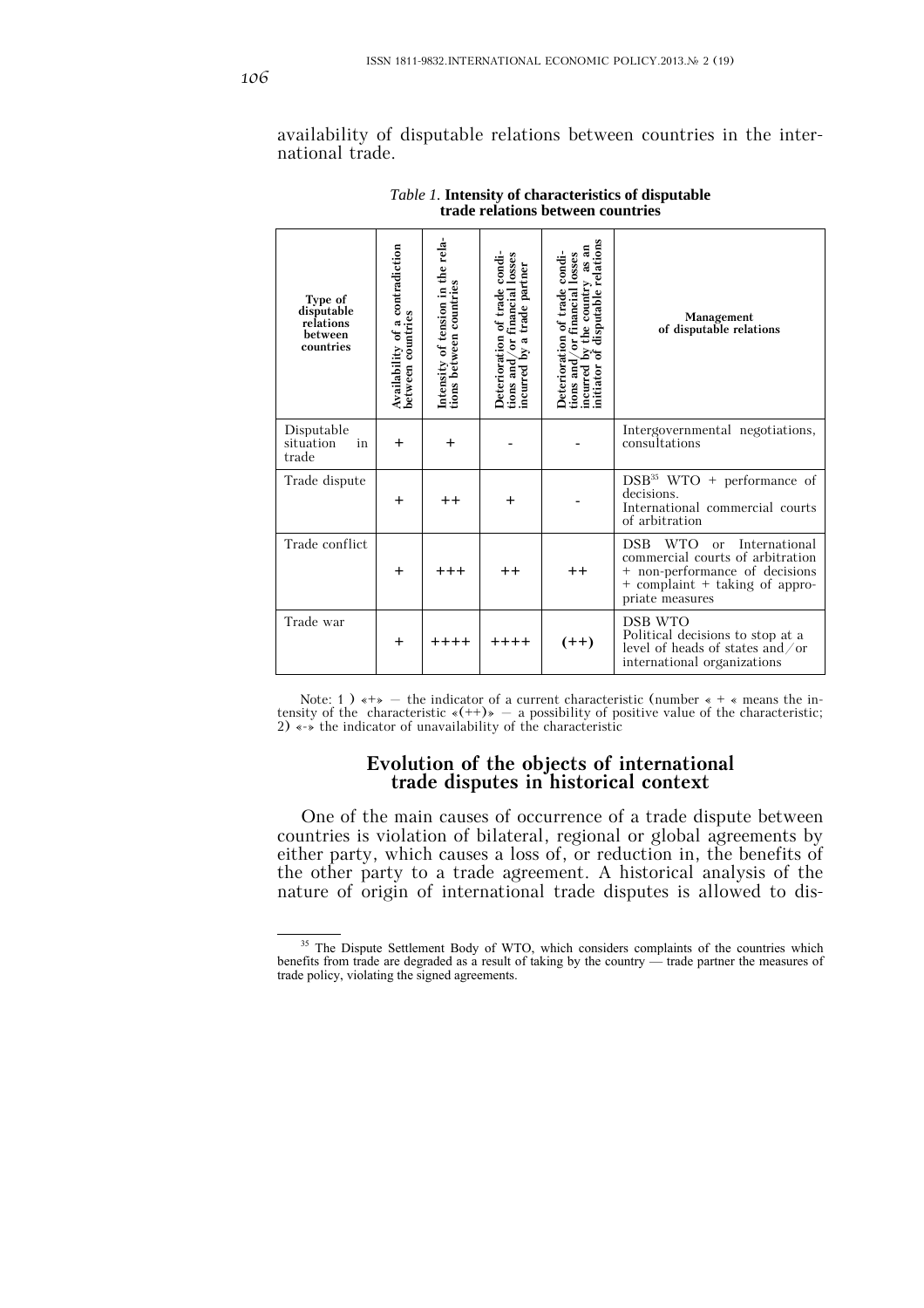availability of disputable relations between countries in the international trade.

*Table 1.* **Intensity of characteristics of disputable trade relations between countries**

| Type of disputable relations between countries | Availability of a contradiction between countries | Intensity of tension in the relations between countries | Deterioration of trade conditions and/or financial losses incurred by a trade partner | Deterioration of trade conditions and/or financial losses incurred by the country as an initiator of disputable relations | Management of disputable relations |
|---|---|---|---|---|---|
| Disputable situation in trade | + | + | - | - | Intergovernmental negotiations, consultations |
| Trade dispute | + | ++ | + | - | DSB[35] WTO + performance of decisions. International commercial courts of arbitration |
| Trade conflict | + | +++ | ++ | ++ | DSB WTO or International commercial courts of arbitration + non-performance of decisions + complaint + taking of appropriate measures |
| Trade war | + | ++++ | ++++ | (++) | DSB WTO Political decisions to stop at a level of heads of states and/or international organizations |

Note: 1 ) «+» — the indicator of a current characteristic (number « + « means the intensity of the characteristic «(++)» — a possibility of positive value of the characteristic; 2) «-» the indicator of unavailability of the characteristic

## Evolution of the objects of international trade disputes in historical context

One of the main causes of occurrence of a trade dispute between countries is violation of bilateral, regional or global agreements by either party, which causes a loss of, or reduction in, the benefits of the other party to a trade agreement. A historical analysis of the nature of origin of international trade disputes is allowed to dis-

[35] The Dispute Settlement Body of WTO, which considers complaints of the countries which benefits from trade are degraded as a result of taking by the country — trade partner the measures of trade policy, violating the signed agreements.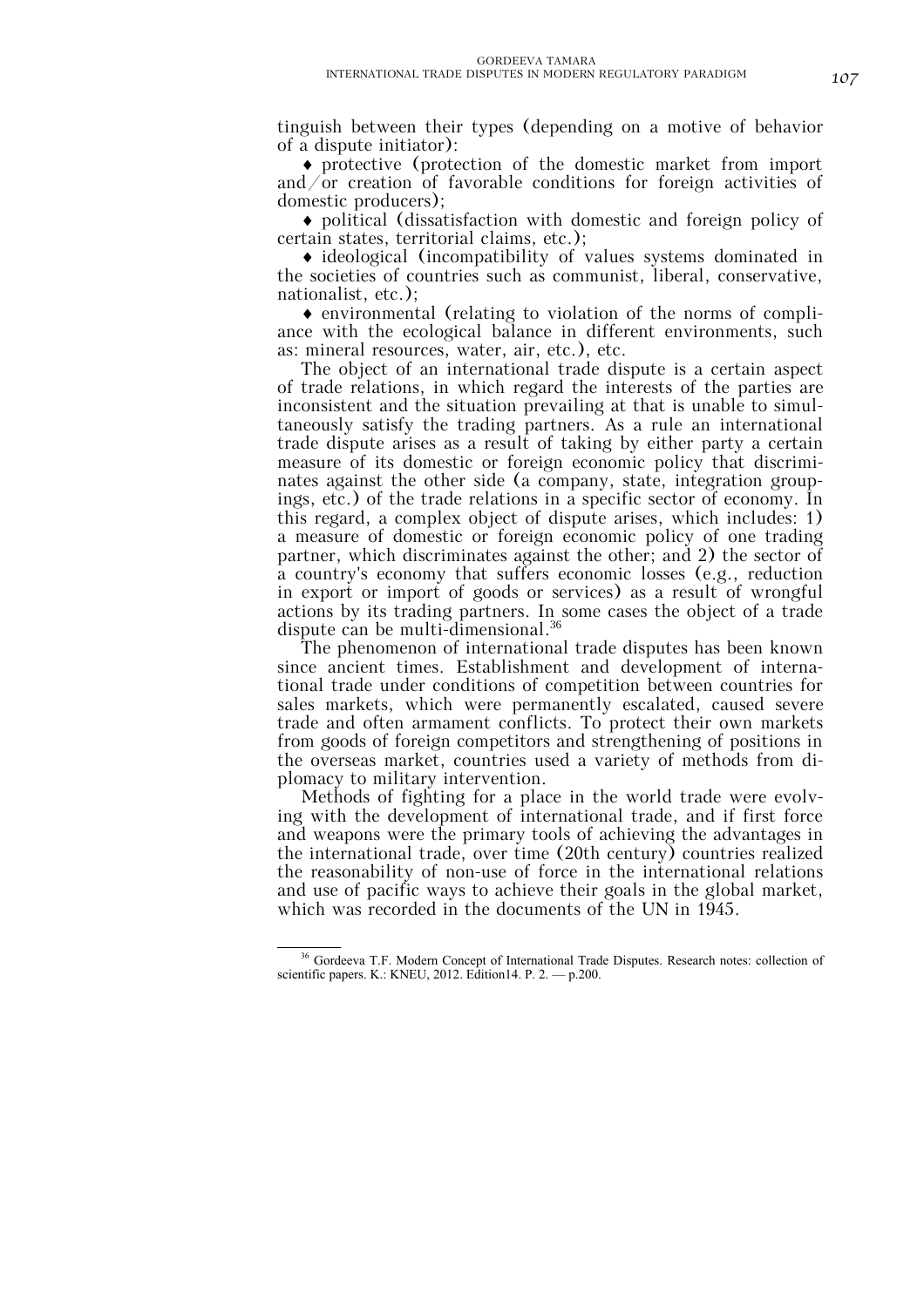tinguish between their types (depending on a motive of behavior of a dispute initiator):

- protective (protection of the domestic market from import and/or creation of favorable conditions for foreign activities of domestic producers);
- political (dissatisfaction with domestic and foreign policy of certain states, territorial claims, etc.);
- ideological (incompatibility of values systems dominated in the societies of countries such as communist, liberal, conservative, nationalist, etc.);
- environmental (relating to violation of the norms of compliance with the ecological balance in different environments, such as: mineral resources, water, air, etc.), etc.

The object of an international trade dispute is a certain aspect of trade relations, in which regard the interests of the parties are inconsistent and the situation prevailing at that is unable to simultaneously satisfy the trading partners. As a rule an international trade dispute arises as a result of taking by either party a certain measure of its domestic or foreign economic policy that discriminates against the other side (a company, state, integration groupings, etc.) of the trade relations in a specific sector of economy. In this regard, a complex object of dispute arises, which includes: 1) a measure of domestic or foreign economic policy of one trading partner, which discriminates against the other; and 2) the sector of a country's economy that suffers economic losses (e.g., reduction in export or import of goods or services) as a result of wrongful actions by its trading partners. In some cases the object of a trade dispute can be multi-dimensional.[36]

The phenomenon of international trade disputes has been known since ancient times. Establishment and development of international trade under conditions of competition between countries for sales markets, which were permanently escalated, caused severe trade and often armament conflicts. To protect their own markets from goods of foreign competitors and strengthening of positions in the overseas market, countries used a variety of methods from diplomacy to military intervention.

Methods of fighting for a place in the world trade were evolving with the development of international trade, and if first force and weapons were the primary tools of achieving the advantages in the international trade, over time (20th century) countries realized the reasonability of non-use of force in the international relations and use of pacific ways to achieve their goals in the global market, which was recorded in the documents of the UN in 1945.

---

[36] Gordeeva T.F. Modern Concept of International Trade Disputes. Research notes: collection of scientific papers. K.: KNEU, 2012. Edition14. P. 2. — p.200.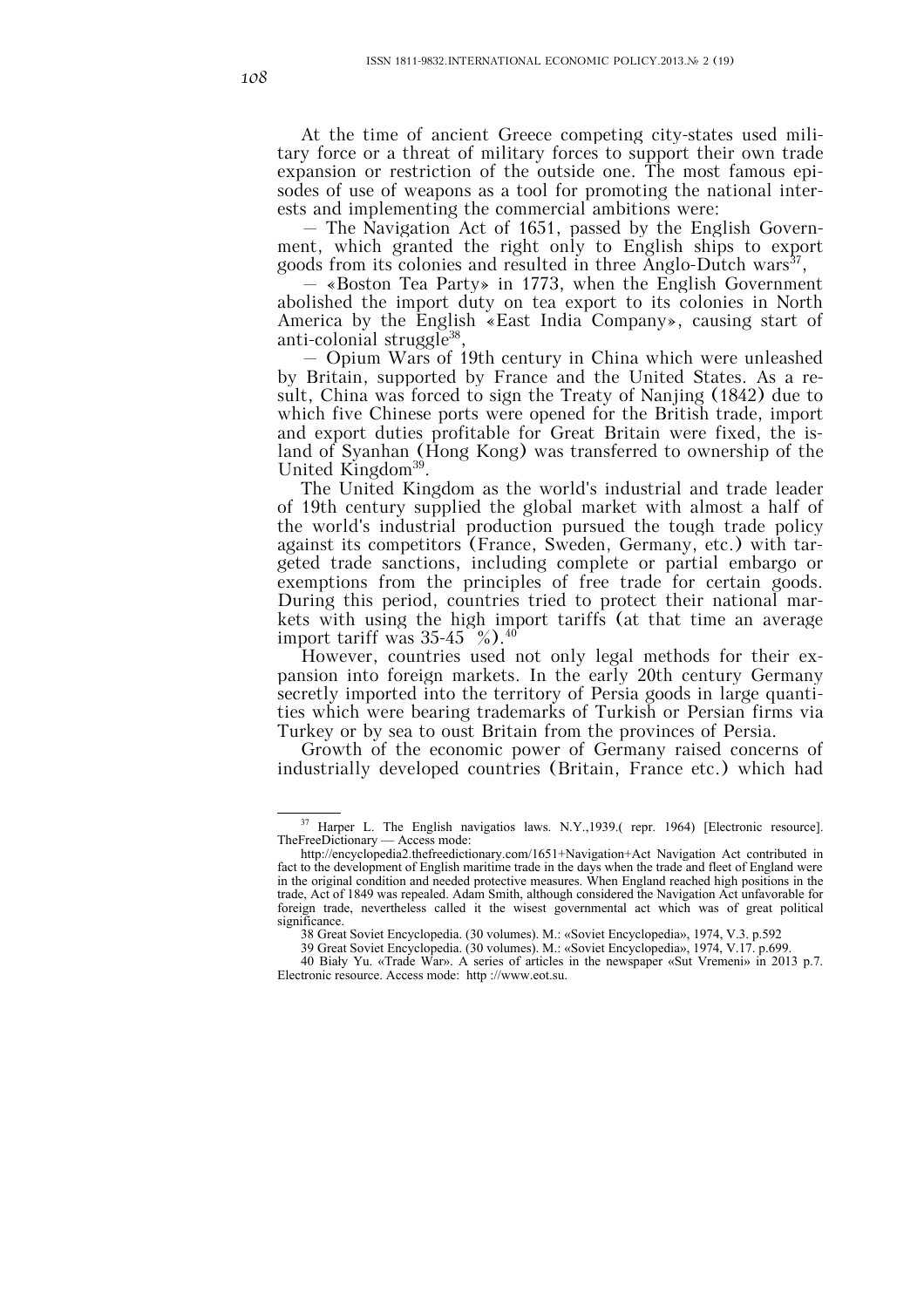At the time of ancient Greece competing city-states used military force or a threat of military forces to support their own trade expansion or restriction of the outside one. The most famous episodes of use of weapons as a tool for promoting the national interests and implementing the commercial ambitions were:

— The Navigation Act of 1651, passed by the English Government, which granted the right only to English ships to export goods from its colonies and resulted in three Anglo-Dutch wars[37],

— «Boston Tea Party» in 1773, when the English Government abolished the import duty on tea export to its colonies in North America by the English «East India Company», causing start of anti-colonial struggle[38],

— Opium Wars of 19th century in China which were unleashed by Britain, supported by France and the United States. As a result, China was forced to sign the Treaty of Nanjing (1842) due to which five Chinese ports were opened for the British trade, import and export duties profitable for Great Britain were fixed, the island of Syanhan (Hong Kong) was transferred to ownership of the United Kingdom[39].

The United Kingdom as the world's industrial and trade leader of 19th century supplied the global market with almost a half of the world's industrial production pursued the tough trade policy against its competitors (France, Sweden, Germany, etc.) with targeted trade sanctions, including complete or partial embargo or exemptions from the principles of free trade for certain goods. During this period, countries tried to protect their national markets with using the high import tariffs (at that time an average import tariff was 35-45 %).[40]

However, countries used not only legal methods for their expansion into foreign markets. In the early 20th century Germany secretly imported into the territory of Persia goods in large quantities which were bearing trademarks of Turkish or Persian firms via Turkey or by sea to oust Britain from the provinces of Persia.

Growth of the economic power of Germany raised concerns of industrially developed countries (Britain, France etc.) which had

---

[37] Harper L. The English navigatios laws. N.Y.,1939.( repr. 1964) [Electronic resource]. TheFreeDictionary — Access mode:
http://encyclopedia2.thefreedictionary.com/1651+Navigation+Act Navigation Act contributed in fact to the development of English maritime trade in the days when the trade and fleet of England were in the original condition and needed protective measures. When England reached high positions in the trade, Act of 1849 was repealed. Adam Smith, although considered the Navigation Act unfavorable for foreign trade, nevertheless called it the wisest governmental act which was of great political significance.

38 Great Soviet Encyclopedia. (30 volumes). M.: «Soviet Encyclopedia», 1974, V.3. p.592

39 Great Soviet Encyclopedia. (30 volumes). M.: «Soviet Encyclopedia», 1974, V.17. p.699.

40 Biały Yu. «Trade War». A series of articles in the newspaper «Sut Vremeni» in 2013 p.7. Electronic resource. Access mode: http ://www.eot.su.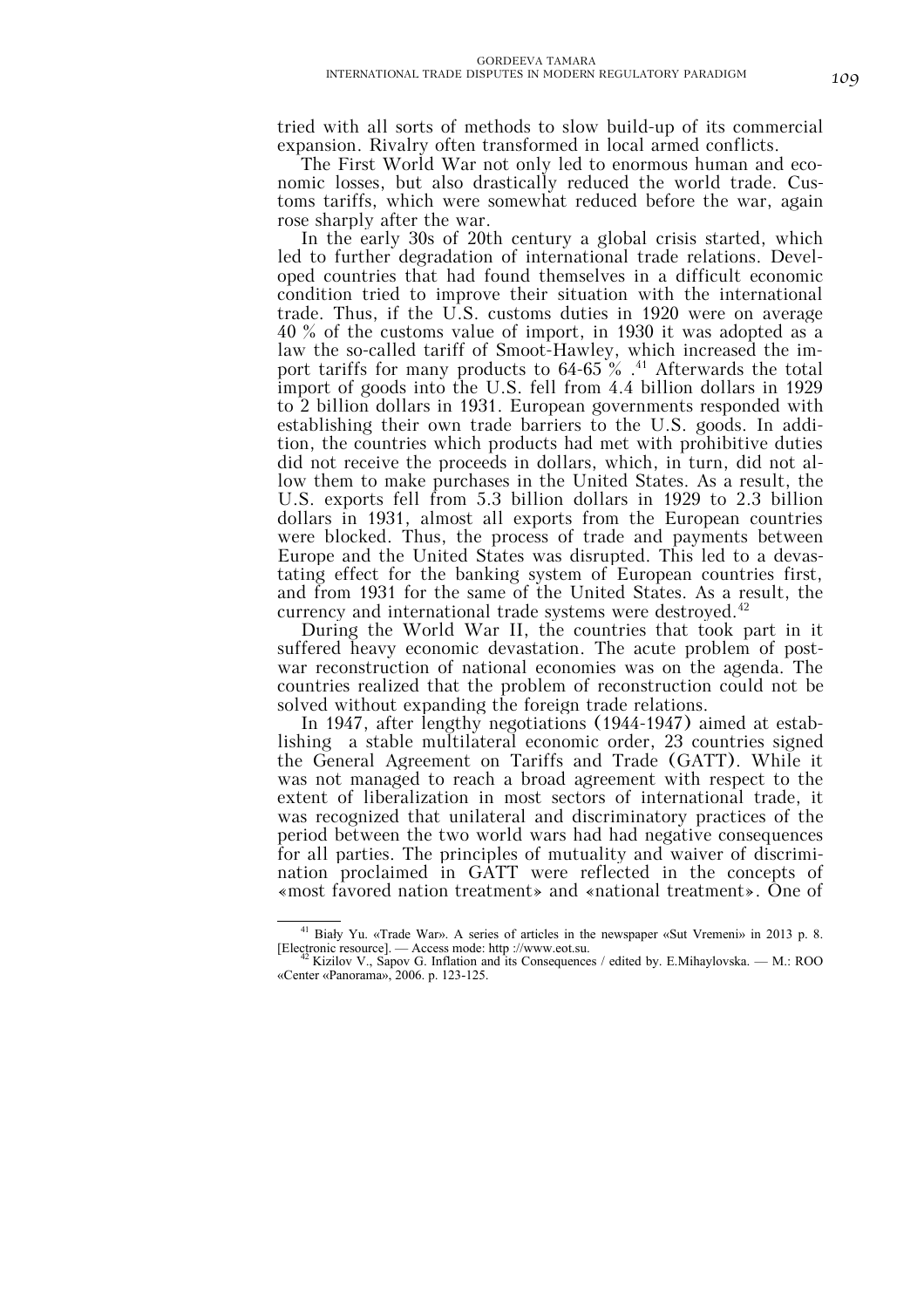tried with all sorts of methods to slow build-up of its commercial expansion. Rivalry often transformed in local armed conflicts.

The First World War not only led to enormous human and economic losses, but also drastically reduced the world trade. Customs tariffs, which were somewhat reduced before the war, again rose sharply after the war.

In the early 30s of 20th century a global crisis started, which led to further degradation of international trade relations. Developed countries that had found themselves in a difficult economic condition tried to improve their situation with the international trade. Thus, if the U.S. customs duties in 1920 were on average 40 % of the customs value of import, in 1930 it was adopted as a law the so-called tariff of Smoot-Hawley, which increased the import tariffs for many products to 64-65 % .[41] Afterwards the total import of goods into the U.S. fell from 4.4 billion dollars in 1929 to 2 billion dollars in 1931. European governments responded with establishing their own trade barriers to the U.S. goods. In addition, the countries which products had met with prohibitive duties did not receive the proceeds in dollars, which, in turn, did not allow them to make purchases in the United States. As a result, the U.S. exports fell from 5.3 billion dollars in 1929 to 2.3 billion dollars in 1931, almost all exports from the European countries were blocked. Thus, the process of trade and payments between Europe and the United States was disrupted. This led to a devastating effect for the banking system of European countries first, and from 1931 for the same of the United States. As a result, the currency and international trade systems were destroyed.[42]

During the World War II, the countries that took part in it suffered heavy economic devastation. The acute problem of post-war reconstruction of national economies was on the agenda. The countries realized that the problem of reconstruction could not be solved without expanding the foreign trade relations.

In 1947, after lengthy negotiations (1944-1947) aimed at establishing a stable multilateral economic order, 23 countries signed the General Agreement on Tariffs and Trade (GATT). While it was not managed to reach a broad agreement with respect to the extent of liberalization in most sectors of international trade, it was recognized that unilateral and discriminatory practices of the period between the two world wars had had negative consequences for all parties. The principles of mutuality and waiver of discrimination proclaimed in GATT were reflected in the concepts of «most favored nation treatment» and «national treatment». One of

---

[41] Biały Yu. «Trade War». A series of articles in the newspaper «Sut Vremeni» in 2013 p. 8. [Electronic resource]. — Access mode: http ://www.eot.su.

[42] Kizilov V., Sapov G. Inflation and its Consequences / edited by. E.Mihaylovska. — M.: ROO «Center «Panorama», 2006. p. 123-125.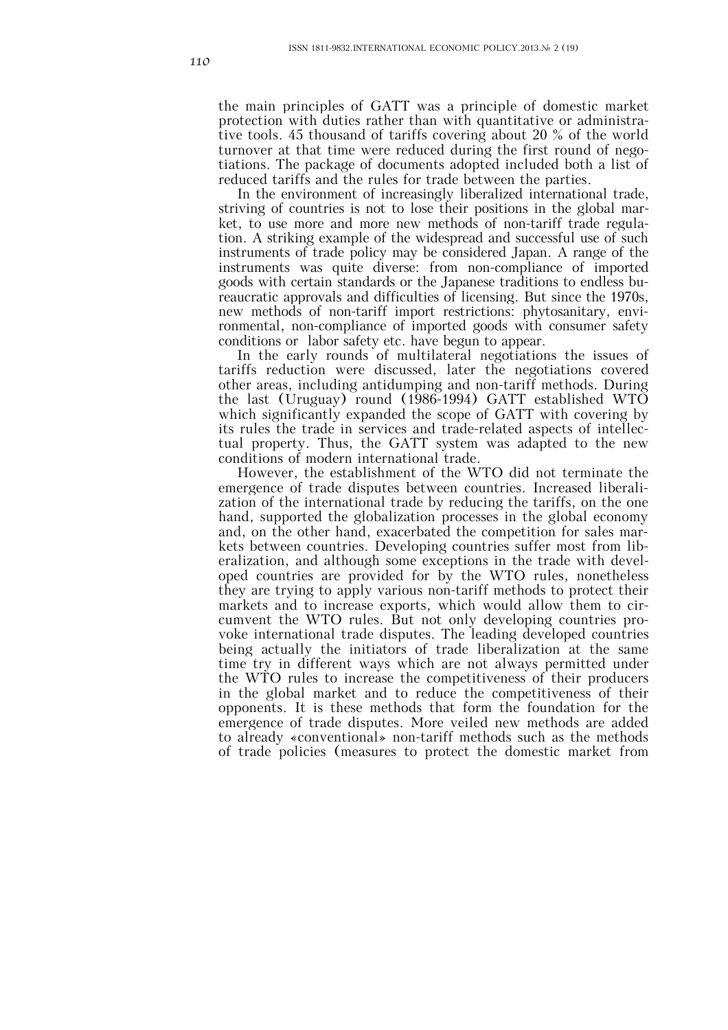the main principles of GATT was a principle of domestic market protection with duties rather than with quantitative or administrative tools. 45 thousand of tariffs covering about 20 % of the world turnover at that time were reduced during the first round of negotiations. The package of documents adopted included both a list of reduced tariffs and the rules for trade between the parties.

In the environment of increasingly liberalized international trade, striving of countries is not to lose their positions in the global market, to use more and more new methods of non-tariff trade regulation. A striking example of the widespread and successful use of such instruments of trade policy may be considered Japan. A range of the instruments was quite diverse: from non-compliance of imported goods with certain standards or the Japanese traditions to endless bureaucratic approvals and difficulties of licensing. But since the 1970s, new methods of non-tariff import restrictions: phytosanitary, environmental, non-compliance of imported goods with consumer safety conditions or labor safety etc. have begun to appear.

In the early rounds of multilateral negotiations the issues of tariffs reduction were discussed, later the negotiations covered other areas, including antidumping and non-tariff methods. During the last (Uruguay) round (1986-1994) GATT established WTO which significantly expanded the scope of GATT with covering by its rules the trade in services and trade-related aspects of intellectual property. Thus, the GATT system was adapted to the new conditions of modern international trade.

However, the establishment of the WTO did not terminate the emergence of trade disputes between countries. Increased liberalization of the international trade by reducing the tariffs, on the one hand, supported the globalization processes in the global economy and, on the other hand, exacerbated the competition for sales markets between countries. Developing countries suffer most from liberalization, and although some exceptions in the trade with developed countries are provided for by the WTO rules, nonetheless they are trying to apply various non-tariff methods to protect their markets and to increase exports, which would allow them to circumvent the WTO rules. But not only developing countries provoke international trade disputes. The leading developed countries being actually the initiators of trade liberalization at the same time try in different ways which are not always permitted under the WTO rules to increase the competitiveness of their producers in the global market and to reduce the competitiveness of their opponents. It is these methods that form the foundation for the emergence of trade disputes. More veiled new methods are added to already «conventional» non-tariff methods such as the methods of trade policies (measures to protect the domestic market from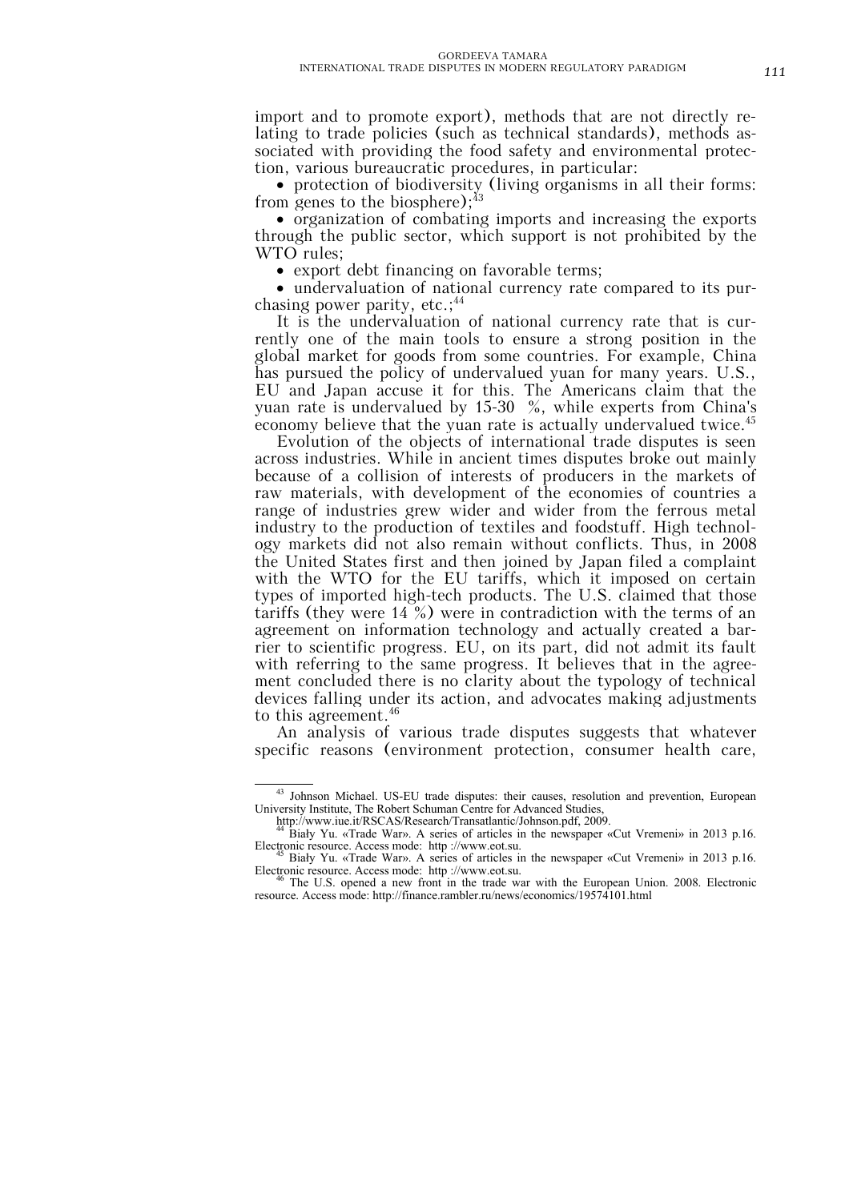import and to promote export), methods that are not directly relating to trade policies (such as technical standards), methods associated with providing the food safety and environmental protection, various bureaucratic procedures, in particular:

- protection of biodiversity (living organisms in all their forms: from genes to the biosphere);[43]
- organization of combating imports and increasing the exports through the public sector, which support is not prohibited by the WTO rules;
- export debt financing on favorable terms;
- undervaluation of national currency rate compared to its purchasing power parity, etc.;[44]

It is the undervaluation of national currency rate that is currently one of the main tools to ensure a strong position in the global market for goods from some countries. For example, China has pursued the policy of undervalued yuan for many years. U.S., EU and Japan accuse it for this. The Americans claim that the yuan rate is undervalued by 15-30 %, while experts from China's economy believe that the yuan rate is actually undervalued twice.[45]

Evolution of the objects of international trade disputes is seen across industries. While in ancient times disputes broke out mainly because of a collision of interests of producers in the markets of raw materials, with development of the economies of countries a range of industries grew wider and wider from the ferrous metal industry to the production of textiles and foodstuff. High technology markets did not also remain without conflicts. Thus, in 2008 the United States first and then joined by Japan filed a complaint with the WTO for the EU tariffs, which it imposed on certain types of imported high-tech products. The U.S. claimed that those tariffs (they were 14 %) were in contradiction with the terms of an agreement on information technology and actually created a barrier to scientific progress. EU, on its part, did not admit its fault with referring to the same progress. It believes that in the agreement concluded there is no clarity about the typology of technical devices falling under its action, and advocates making adjustments to this agreement.[46]

An analysis of various trade disputes suggests that whatever specific reasons (environment protection, consumer health care,

---

[43] Johnson Michael. US-EU trade disputes: their causes, resolution and prevention, European University Institute, The Robert Schuman Centre for Advanced Studies, http://www.iue.it/RSCAS/Research/Transatlantic/Johnson.pdf, 2009.

[44] Biały Yu. «Trade War». A series of articles in the newspaper «Cut Vremeni» in 2013 p.16. Electronic resource. Access mode: http ://www.eot.su.

[45] Biały Yu. «Trade War». A series of articles in the newspaper «Cut Vremeni» in 2013 p.16. Electronic resource. Access mode: http ://www.eot.su.

[46] The U.S. opened a new front in the trade war with the European Union. 2008. Electronic resource. Access mode: http://finance.rambler.ru/news/economics/19574101.html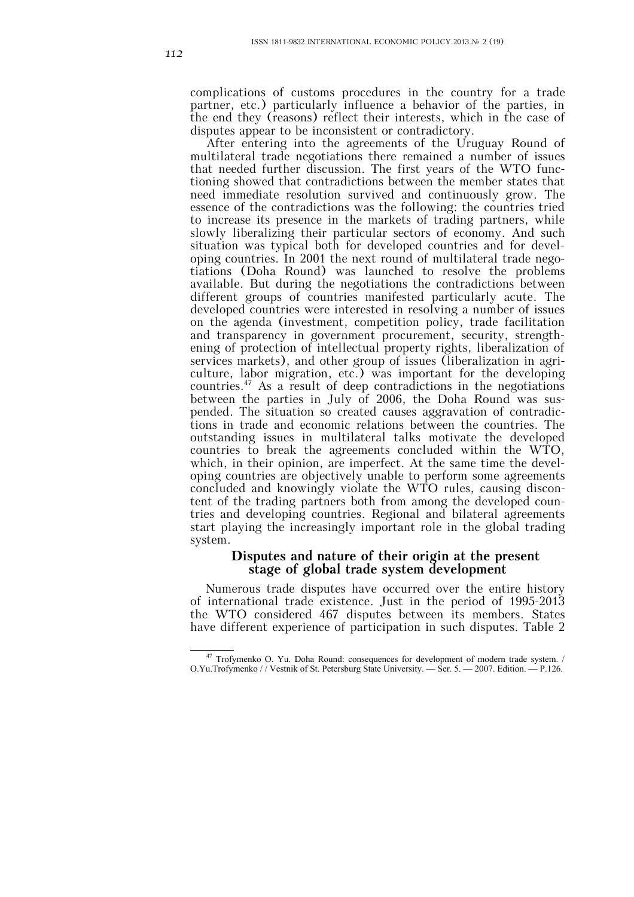complications of customs procedures in the country for a trade partner, etc.) particularly influence a behavior of the parties, in the end they (reasons) reflect their interests, which in the case of disputes appear to be inconsistent or contradictory.

After entering into the agreements of the Uruguay Round of multilateral trade negotiations there remained a number of issues that needed further discussion. The first years of the WTO functioning showed that contradictions between the member states that need immediate resolution survived and continuously grow. The essence of the contradictions was the following: the countries tried to increase its presence in the markets of trading partners, while slowly liberalizing their particular sectors of economy. And such situation was typical both for developed countries and for developing countries. In 2001 the next round of multilateral trade negotiations (Doha Round) was launched to resolve the problems available. But during the negotiations the contradictions between different groups of countries manifested particularly acute. The developed countries were interested in resolving a number of issues on the agenda (investment, competition policy, trade facilitation and transparency in government procurement, security, strengthening of protection of intellectual property rights, liberalization of services markets), and other group of issues (liberalization in agriculture, labor migration, etc.) was important for the developing countries.[47] As a result of deep contradictions in the negotiations between the parties in July of 2006, the Doha Round was suspended. The situation so created causes aggravation of contradictions in trade and economic relations between the countries. The outstanding issues in multilateral talks motivate the developed countries to break the agreements concluded within the WTO, which, in their opinion, are imperfect. At the same time the developing countries are objectively unable to perform some agreements concluded and knowingly violate the WTO rules, causing discontent of the trading partners both from among the developed countries and developing countries. Regional and bilateral agreements start playing the increasingly important role in the global trading system.

## Disputes and nature of their origin at the present stage of global trade system development

Numerous trade disputes have occurred over the entire history of international trade existence. Just in the period of 1995-2013 the WTO considered 467 disputes between its members. States have different experience of participation in such disputes. Table 2

---

[47] Trofymenko O. Yu. Doha Round: consequences for development of modern trade system. / O.Yu.Trofymenko / / Vestnik of St. Petersburg State University. — Ser. 5. — 2007. Edition. — P.126.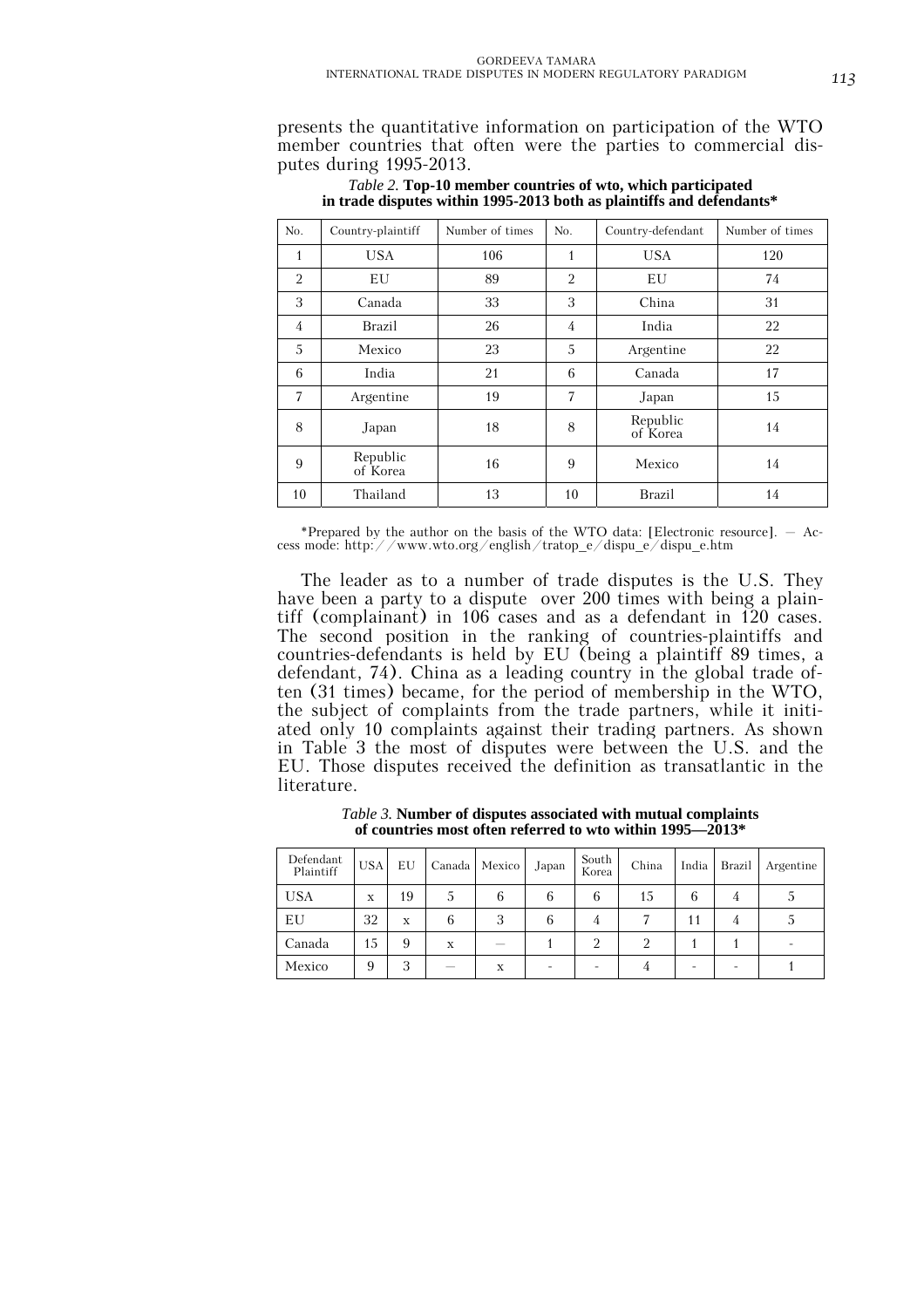presents the quantitative information on participation of the WTO member countries that often were the parties to commercial disputes during 1995-2013.

*Table 2.* **Top-10 member countries of wto, which participated in trade disputes within 1995-2013 both as plaintiffs and defendants***

| No. | Country-plaintiff | Number of times | No. | Country-defendant | Number of times |
|---|---|---|---|---|---|
| 1 | USA | 106 | 1 | USA | 120 |
| 2 | EU | 89 | 2 | EU | 74 |
| 3 | Canada | 33 | 3 | China | 31 |
| 4 | Brazil | 26 | 4 | India | 22 |
| 5 | Mexico | 23 | 5 | Argentine | 22 |
| 6 | India | 21 | 6 | Canada | 17 |
| 7 | Argentine | 19 | 7 | Japan | 15 |
| 8 | Japan | 18 | 8 | Republic of Korea | 14 |
| 9 | Republic of Korea | 16 | 9 | Mexico | 14 |
| 10 | Thailand | 13 | 10 | Brazil | 14 |

*Prepared by the author on the basis of the WTO data: [Electronic resource]. — Access mode: http://www.wto.org/english/tratop_e/dispu_e/dispu_e.htm

The leader as to a number of trade disputes is the U.S. They have been a party to a dispute over 200 times with being a plaintiff (complainant) in 106 cases and as a defendant in 120 cases. The second position in the ranking of countries-plaintiffs and countries-defendants is held by EU (being a plaintiff 89 times, a defendant, 74). China as a leading country in the global trade often (31 times) became, for the period of membership in the WTO, the subject of complaints from the trade partners, while it initiated only 10 complaints against their trading partners. As shown in Table 3 the most of disputes were between the U.S. and the EU. Those disputes received the definition as transatlantic in the literature.

*Table 3.* **Number of disputes associated with mutual complaints of countries most often referred to wto within 1995—2013***

| Defendant / Plaintiff | USA | EU | Canada | Mexico | Japan | South Korea | China | India | Brazil | Argentine |
|---|---|---|---|---|---|---|---|---|---|---|
| USA | x | 19 | 5 | 6 | 6 | 6 | 15 | 6 | 4 | 5 |
| EU | 32 | x | 6 | 3 | 6 | 4 | 7 | 11 | 4 | 5 |
| Canada | 15 | 9 | x | — | 1 | 2 | 2 | 1 | 1 | - |
| Mexico | 9 | 3 | — | x | - | - | 4 | - | - | 1 |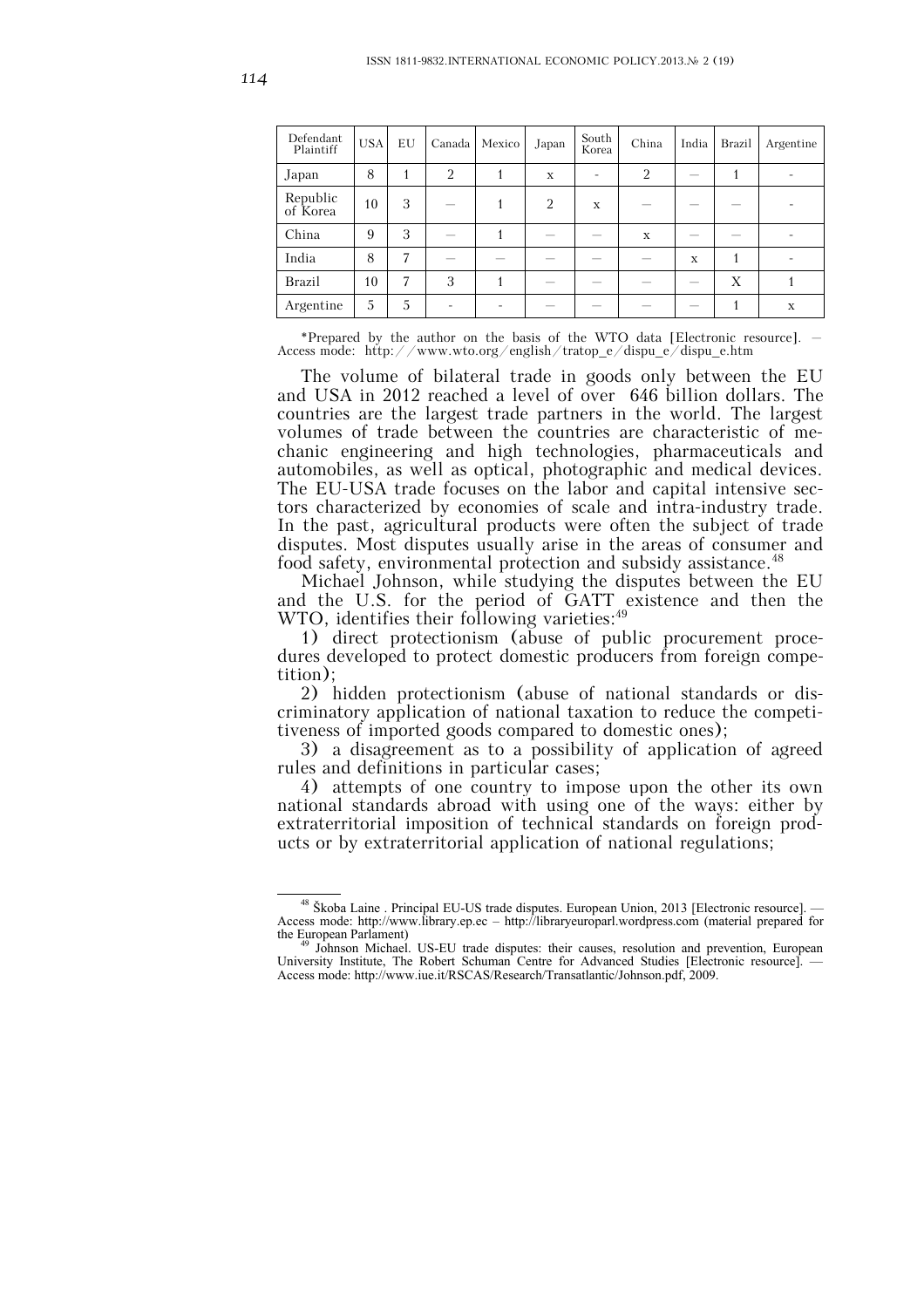| Defendant Plaintiff | USA | EU | Canada | Mexico | Japan | South Korea | China | India | Brazil | Argentine |
|---|---|---|---|---|---|---|---|---|---|---|
| Japan | 8 | 1 | 2 | 1 | x | - | 2 | — | 1 | - |
| Republic of Korea | 10 | 3 | — | 1 | 2 | x | — | — | — | - |
| China | 9 | 3 | — | 1 | — | — | x | — | — | - |
| India | 8 | 7 | — | — | — | — | — | x | 1 | - |
| Brazil | 10 | 7 | 3 | 1 | — | — | — | — | X | 1 |
| Argentine | 5 | 5 | - | - | — | — | — | — | 1 | x |

*Prepared by the author on the basis of the WTO data [Electronic resource]. — Access mode: http://www.wto.org/english/tratop_e/dispu_e/dispu_e.htm

The volume of bilateral trade in goods only between the EU and USA in 2012 reached a level of over 646 billion dollars. The countries are the largest trade partners in the world. The largest volumes of trade between the countries are characteristic of mechanic engineering and high technologies, pharmaceuticals and automobiles, as well as optical, photographic and medical devices. The EU-USA trade focuses on the labor and capital intensive sectors characterized by economies of scale and intra-industry trade. In the past, agricultural products were often the subject of trade disputes. Most disputes usually arise in the areas of consumer and food safety, environmental protection and subsidy assistance.[48]

Michael Johnson, while studying the disputes between the EU and the U.S. for the period of GATT existence and then the WTO, identifies their following varieties:[49]

1) direct protectionism (abuse of public procurement procedures developed to protect domestic producers from foreign competition);

2) hidden protectionism (abuse of national standards or discriminatory application of national taxation to reduce the competitiveness of imported goods compared to domestic ones);

3) a disagreement as to a possibility of application of agreed rules and definitions in particular cases;

4) attempts of one country to impose upon the other its own national standards abroad with using one of the ways: either by extraterritorial imposition of technical standards on foreign products or by extraterritorial application of national regulations;

---

[48] Škoba Laine . Principal EU-US trade disputes. European Union, 2013 [Electronic resource]. — Access mode: http://www.library.ep.ec – http://libraryeuroparl.wordpress.com (material prepared for the European Parlament)

[49] Johnson Michael. US-EU trade disputes: their causes, resolution and prevention, European University Institute, The Robert Schuman Centre for Advanced Studies [Electronic resource]. — Access mode: http://www.iue.it/RSCAS/Research/Transatlantic/Johnson.pdf, 2009.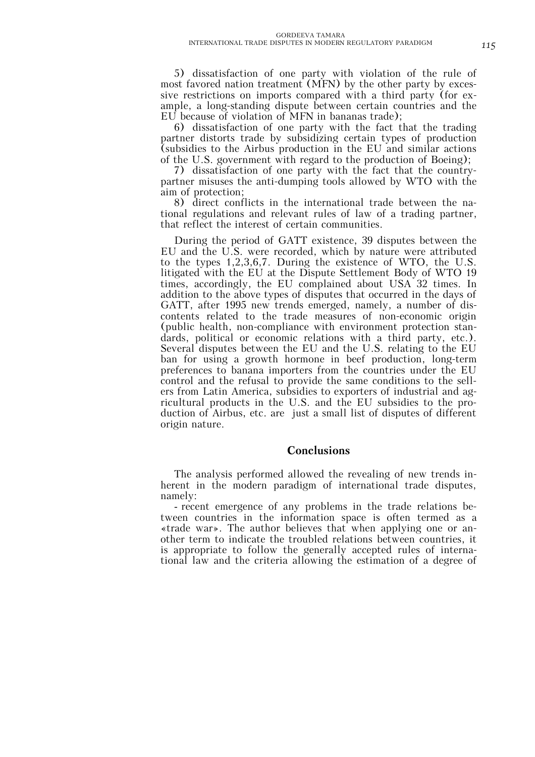5) dissatisfaction of one party with violation of the rule of most favored nation treatment (MFN) by the other party by excessive restrictions on imports compared with a third party (for example, a long-standing dispute between certain countries and the EU because of violation of MFN in bananas trade);

6) dissatisfaction of one party with the fact that the trading partner distorts trade by subsidizing certain types of production (subsidies to the Airbus production in the EU and similar actions of the U.S. government with regard to the production of Boeing);

7) dissatisfaction of one party with the fact that the country-partner misuses the anti-dumping tools allowed by WTO with the aim of protection;

8) direct conflicts in the international trade between the national regulations and relevant rules of law of a trading partner, that reflect the interest of certain communities.

During the period of GATT existence, 39 disputes between the EU and the U.S. were recorded, which by nature were attributed to the types 1,2,3,6,7. During the existence of WTO, the U.S. litigated with the EU at the Dispute Settlement Body of WTO 19 times, accordingly, the EU complained about USA 32 times. In addition to the above types of disputes that occurred in the days of GATT, after 1995 new trends emerged, namely, a number of discontents related to the trade measures of non-economic origin (public health, non-compliance with environment protection standards, political or economic relations with a third party, etc.). Several disputes between the EU and the U.S. relating to the EU ban for using a growth hormone in beef production, long-term preferences to banana importers from the countries under the EU control and the refusal to provide the same conditions to the sellers from Latin America, subsidies to exporters of industrial and agricultural products in the U.S. and the EU subsidies to the production of Airbus, etc. are just a small list of disputes of different origin nature.

## Conclusions

The analysis performed allowed the revealing of new trends inherent in the modern paradigm of international trade disputes, namely:

- recent emergence of any problems in the trade relations between countries in the information space is often termed as a «trade war». The author believes that when applying one or another term to indicate the troubled relations between countries, it is appropriate to follow the generally accepted rules of international law and the criteria allowing the estimation of a degree of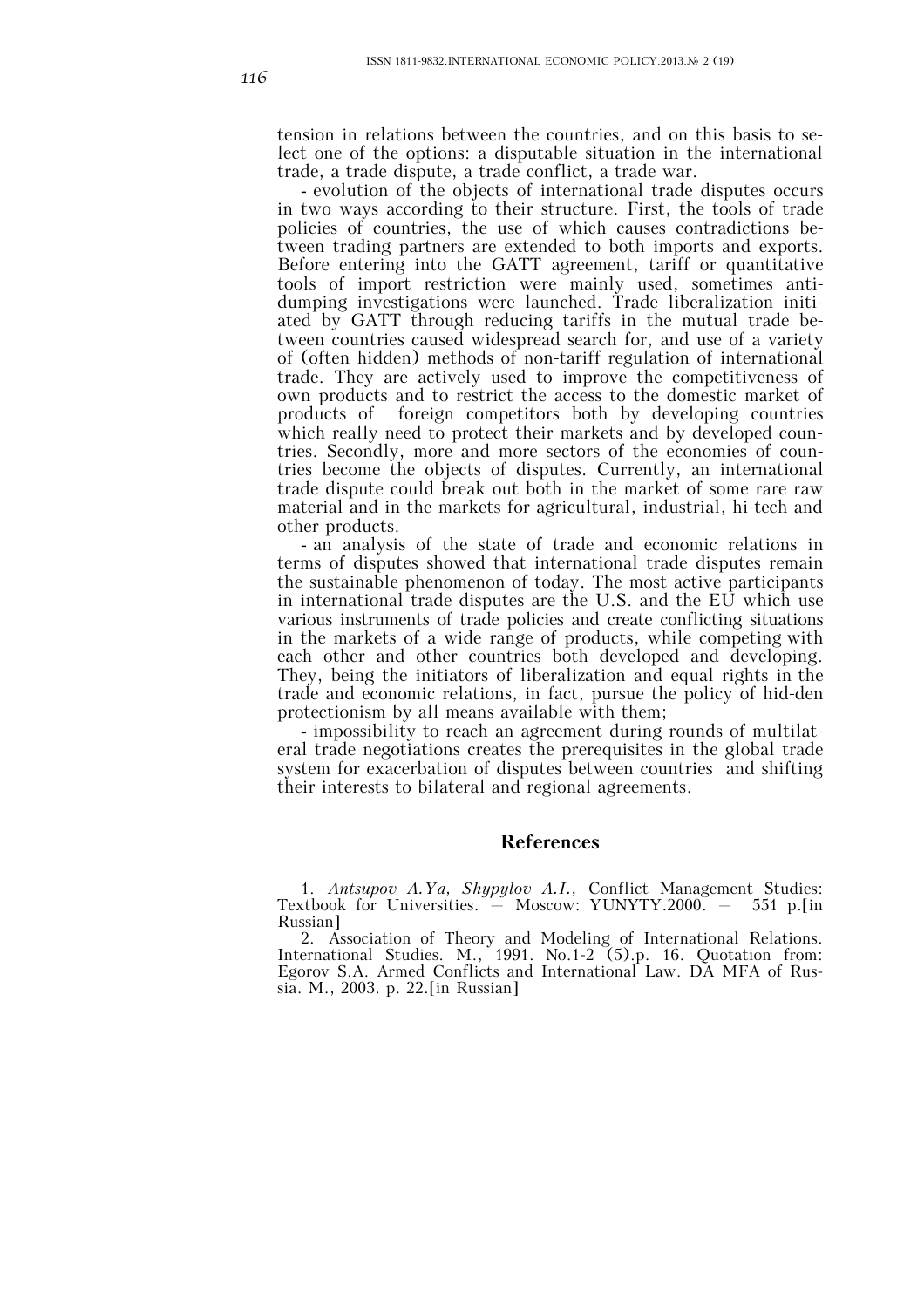tension in relations between the countries, and on this basis to select one of the options: a disputable situation in the international trade, a trade dispute, a trade conflict, a trade war.

- evolution of the objects of international trade disputes occurs in two ways according to their structure. First, the tools of trade policies of countries, the use of which causes contradictions between trading partners are extended to both imports and exports. Before entering into the GATT agreement, tariff or quantitative tools of import restriction were mainly used, sometimes anti-dumping investigations were launched. Trade liberalization initiated by GATT through reducing tariffs in the mutual trade between countries caused widespread search for, and use of a variety of (often hidden) methods of non-tariff regulation of international trade. They are actively used to improve the competitiveness of own products and to restrict the access to the domestic market of products of foreign competitors both by developing countries which really need to protect their markets and by developed countries. Secondly, more and more sectors of the economies of countries become the objects of disputes. Currently, an international trade dispute could break out both in the market of some rare raw material and in the markets for agricultural, industrial, hi-tech and other products.

- an analysis of the state of trade and economic relations in terms of disputes showed that international trade disputes remain the sustainable phenomenon of today. The most active participants in international trade disputes are the U.S. and the EU which use various instruments of trade policies and create conflicting situations in the markets of a wide range of products, while competing with each other and other countries both developed and developing. They, being the initiators of liberalization and equal rights in the trade and economic relations, in fact, pursue the policy of hid-den protectionism by all means available with them;

- impossibility to reach an agreement during rounds of multilateral trade negotiations creates the prerequisites in the global trade system for exacerbation of disputes between countries and shifting their interests to bilateral and regional agreements.

## References

1. *Antsupov A.Ya, Shypylov A.I.,* Conflict Management Studies: Textbook for Universities. — Moscow: YUNYTY.2000. — 551 p.[in Russian]

2. Association of Theory and Modeling of International Relations. International Studies. M., 1991. No.1-2 (5).p. 16. Quotation from: Egorov S.A. Armed Conflicts and International Law. DA MFA of Russia. M., 2003. p. 22.[in Russian]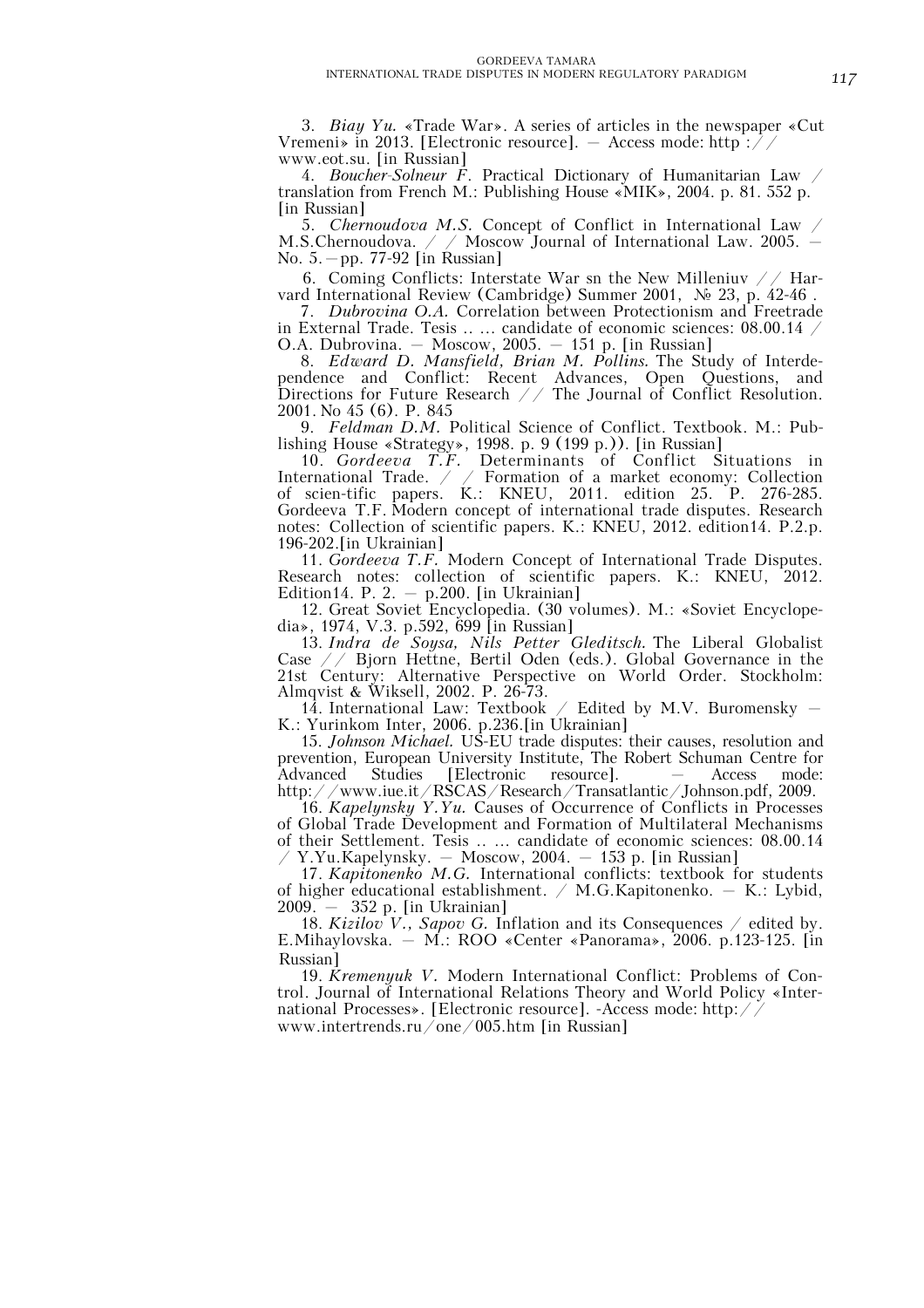3. *Biay Yu.* «Trade War». A series of articles in the newspaper «Cut Vremeni» in 2013. [Electronic resource]. — Access mode: http :// www.eot.su. [in Russian]

4. *Boucher-Solneur F.* Practical Dictionary of Humanitarian Law / translation from French M.: Publishing House «MIK», 2004. p. 81. 552 p. [in Russian]

5. *Chernoudova M.S.* Concept of Conflict in International Law / M.S.Chernoudova. / / Moscow Journal of International Law. 2005. — No. 5. — pp. 77-92 [in Russian]

6. Coming Conflicts: Interstate War sn the New Milleniuv // Harvard International Review (Cambridge) Summer 2001, № 23, p. 42-46 .

7. *Dubrovina O.A.* Correlation between Protectionism and Freetrade in External Trade. Tesis .. ... candidate of economic sciences: 08.00.14 / O.A. Dubrovina. — Moscow, 2005. — 151 p. [in Russian]

8. *Edward D. Mansfield, Brian M. Pollins.* The Study of Interdependence and Conflict: Recent Advances, Open Questions, and Directions for Future Research // The Journal of Conflict Resolution. 2001. No 45 (6). P. 845

9. *Feldman D.M.* Political Science of Conflict. Textbook. M.: Publishing House «Strategy», 1998. p. 9 (199 p.)). [in Russian]

10. *Gordeeva T.F.* Determinants of Conflict Situations in International Trade. / / Formation of a market economy: Collection of scien-tific papers. K.: KNEU, 2011. edition 25. P. 276-285. Gordeeva T.F. Modern concept of international trade disputes. Research notes: Collection of scientific papers. K.: KNEU, 2012. edition14. P.2.p. 196-202.[in Ukrainian]

11. *Gordeeva T.F.* Modern Concept of International Trade Disputes. Research notes: collection of scientific papers. K.: KNEU, 2012. Edition14. P. 2. — p.200. [in Ukrainian]

12. Great Soviet Encyclopedia. (30 volumes). M.: «Soviet Encyclopedia», 1974, V.3. p.592, 699 [in Russian]

13. *Indra de Soysa, Nils Petter Gleditsch.* The Liberal Globalist Case // Bjorn Hettne, Bertil Oden (eds.). Global Governance in the 21st Century: Alternative Perspective on World Order. Stockholm: Almqvist & Wiksell, 2002. P. 26-73.

14. International Law: Textbook / Edited by M.V. Buromensky — K.: Yurinkom Inter, 2006. p.236.[in Ukrainian]

15. *Johnson Michael.* US-EU trade disputes: their causes, resolution and prevention, European University Institute, The Robert Schuman Centre for Advanced Studies [Electronic resource]. — Access mode: http://www.iue.it/RSCAS/Research/Transatlantic/Johnson.pdf, 2009.

16. *Kapelynsky Y.Yu.* Causes of Occurrence of Conflicts in Processes of Global Trade Development and Formation of Multilateral Mechanisms of their Settlement. Tesis .. ... candidate of economic sciences: 08.00.14 / Y.Yu.Kapelynsky. — Moscow, 2004. — 153 p. [in Russian]

17. *Kapitonenko M.G.* International conflicts: textbook for students of higher educational establishment. / M.G.Kapitonenko. — K.: Lybid, 2009. — 352 p. [in Ukrainian]

18. *Kizilov V., Sapov G.* Inflation and its Consequences / edited by. E.Mihaylovska. — M.: ROO «Center «Panorama», 2006. p.123-125. [in Russian]

19. *Kremenyuk V.* Modern International Conflict: Problems of Control. Journal of International Relations Theory and World Policy «International Processes». [Electronic resource]. -Access mode: http:// www.intertrends.ru/one/005.htm [in Russian]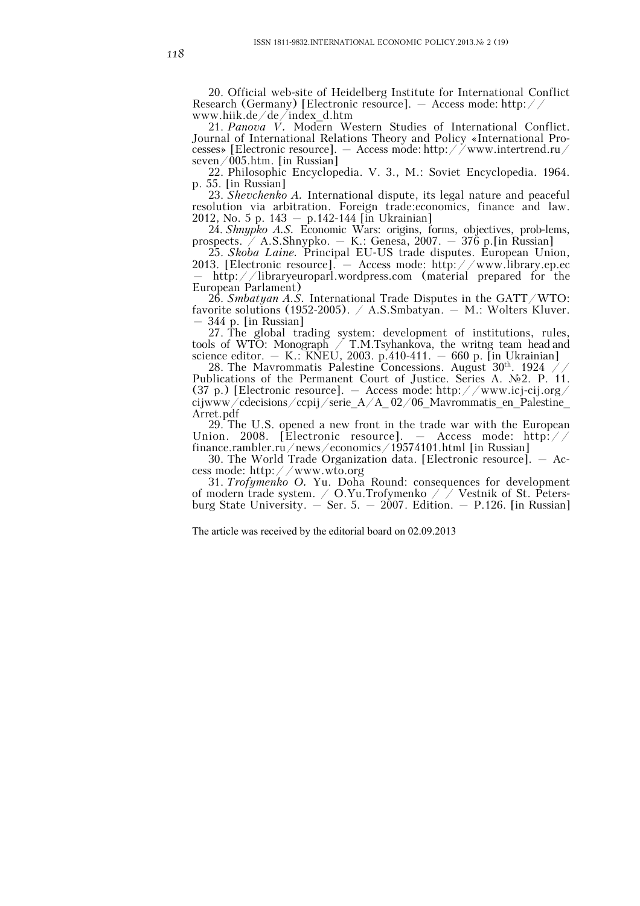20. Official web-site of Heidelberg Institute for International Conflict Research (Germany) [Electronic resource]. — Access mode: http://www.hiik.de/de/index_d.htm

21. *Panova V.* Modern Western Studies of International Conflict. Journal of International Relations Theory and Policy «International Processes» [Electronic resource]. — Access mode: http://www.intertrend.ru/seven/005.htm. [in Russian]

22. Philosophic Encyclopedia. V. 3., M.: Soviet Encyclopedia. 1964. p. 55. [in Russian]

23. *Shevchenko A.* International dispute, its legal nature and peaceful resolution via arbitration. Foreign trade:economics, finance and law. 2012, No. 5 p. 143 — p.142-144 [in Ukrainian]

24. *Shnypko A.S.* Economic Wars: origins, forms, objectives, prob-lems, prospects. / A.S.Shnypko. — K.: Genesa, 2007. — 376 p.[in Russian]

25. *Skoba Laine.* Principal EU-US trade disputes. European Union, 2013. [Electronic resource]. — Access mode: http://www.library.ep.ec — http://libraryeuroparl.wordpress.com (material prepared for the European Parlament)

26. *Smbatyan A.S.* International Trade Disputes in the GATT/WTO: favorite solutions (1952-2005). / A.S.Smbatyan. — M.: Wolters Kluver. — 344 p. [in Russian]

27. The global trading system: development of institutions, rules, tools of WTO: Monograph / T.M.Tsyhankova, the writng team head and science editor. — K.: KNEU, 2003. p.410-411. — 660 p. [in Ukrainian]

28. The Mavrommatis Palestine Concessions. August 30th. 1924 // Publications of the Permanent Court of Justice. Series A. №2. P. 11. (37 p.) [Electronic resource]. — Access mode: http://www.icj-cij.org/cijwww/cdecisions/ccpij/serie_A/A_02/06_Mavrommatis_en_Palestine_Arret.pdf

29. The U.S. opened a new front in the trade war with the European Union. 2008. [Electronic resource]. — Access mode: http://finance.rambler.ru/news/economics/19574101.html [in Russian]

30. The World Trade Organization data. [Electronic resource]. — Access mode: http://www.wto.org

31. *Trofymenko O.* Yu. Doha Round: consequences for development of modern trade system. / O.Yu.Trofymenko // Vestnik of St. Petersburg State University. — Ser. 5. — 2007. Edition. — P.126. [in Russian]

The article was received by the editorial board on 02.09.2013